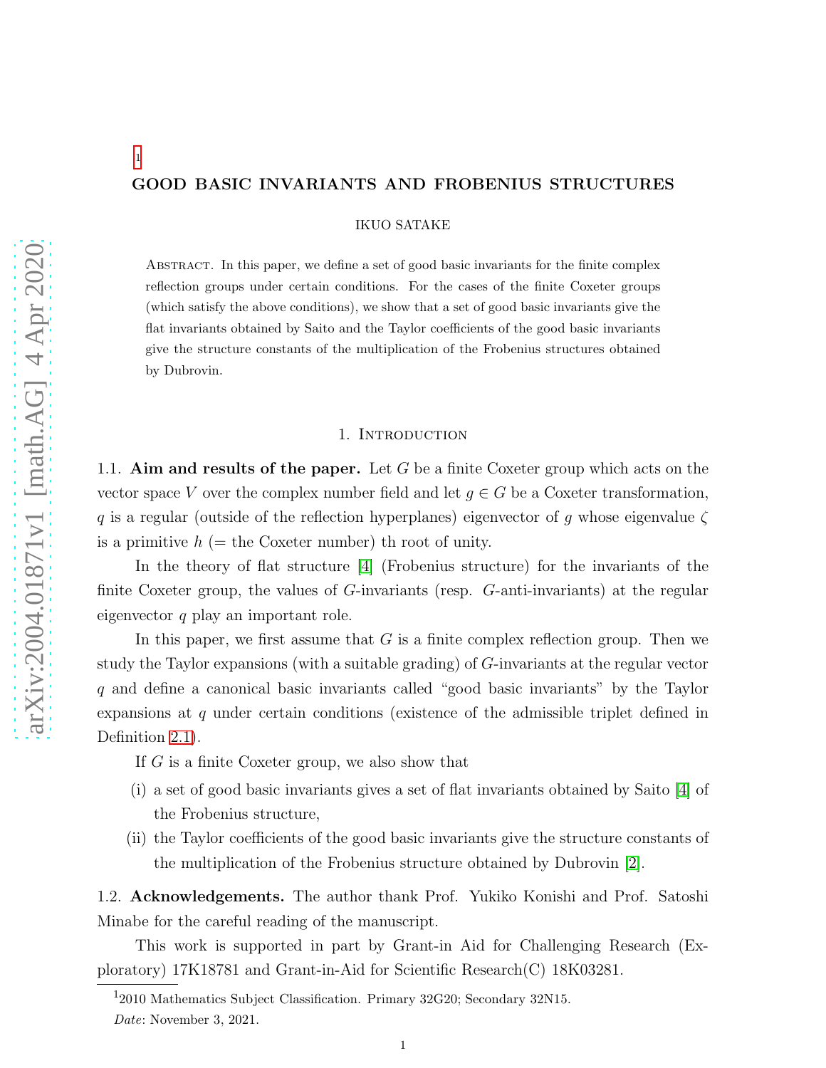# GOOD BASIC INVARIANTS AND FROBENIUS STRUCTURES [1]

IKUO SATAKE

Abstract. In this paper, we define a set of good basic invariants for the finite complex reflection groups under certain conditions. For the cases of the finite Coxeter groups (which satisfy the above conditions), we show that a set of good basic invariants give the flat invariants obtained by Saito and the Taylor coefficients of the good basic invariants give the structure constants of the multiplication of the Frobenius structures obtained by Dubrovin.

## 1. Introduction

1.1. **Aim and results of the paper.** Let $G$ be a finite Coxeter group which acts on the vector space $V$ over the complex number field and let $g \in G$ be a Coxeter transformation, $q$ is a regular (outside of the reflection hyperplanes) eigenvector of $g$ whose eigenvalue $\zeta$ is a primitive $h$ (= the Coxeter number) th root of unity.

In the theory of flat structure [4] (Frobenius structure) for the invariants of the finite Coxeter group, the values of $G$-invariants (resp. $G$-anti-invariants) at the regular eigenvector $q$ play an important role.

In this paper, we first assume that $G$ is a finite complex reflection group. Then we study the Taylor expansions (with a suitable grading) of $G$-invariants at the regular vector $q$ and define a canonical basic invariants called "good basic invariants" by the Taylor expansions at $q$ under certain conditions (existence of the admissible triplet defined in Definition 2.1).

If $G$ is a finite Coxeter group, we also show that

(i) a set of good basic invariants gives a set of flat invariants obtained by Saito [4] of the Frobenius structure,

(ii) the Taylor coefficients of the good basic invariants give the structure constants of the multiplication of the Frobenius structure obtained by Dubrovin [2].

1.2. **Acknowledgements.** The author thank Prof. Yukiko Konishi and Prof. Satoshi Minabe for the careful reading of the manuscript.

This work is supported in part by Grant-in Aid for Challenging Research (Exploratory) 17K18781 and Grant-in-Aid for Scientific Research(C) 18K03281.

[1] 2010 Mathematics Subject Classification. Primary 32G20; Secondary 32N15.

*Date*: November 3, 2021.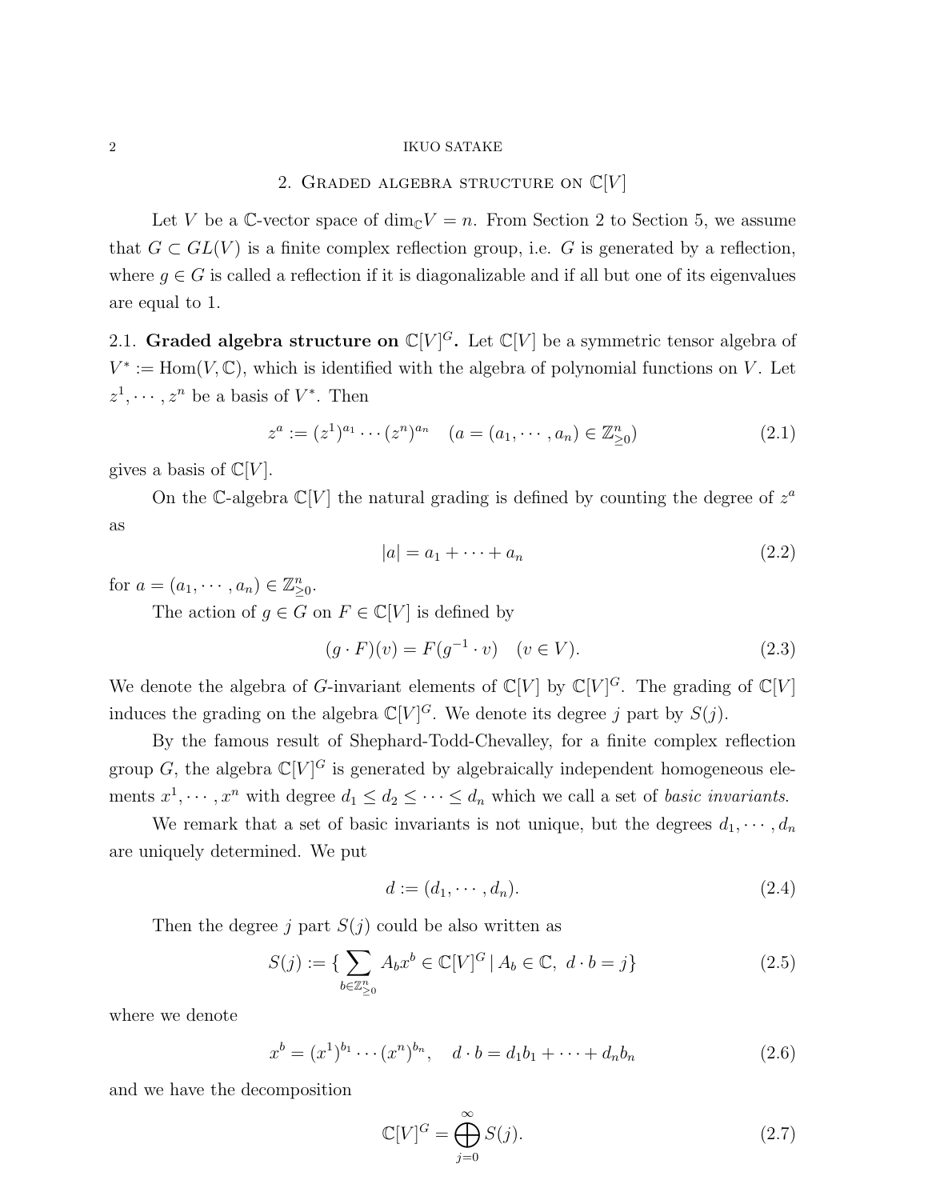## 2. Graded algebra structure on $\mathbb{C}[V]$

Let $V$ be a $\mathbb{C}$-vector space of $\dim_{\mathbb{C}} V = n$. From Section 2 to Section 5, we assume that $G \subset GL(V)$ is a finite complex reflection group, i.e. $G$ is generated by a reflection, where $g \in G$ is called a reflection if it is diagonalizable and if all but one of its eigenvalues are equal to 1.

### 2.1. Graded algebra structure on $\mathbb{C}[V]^G$.

Let $\mathbb{C}[V]$ be a symmetric tensor algebra of $V^* := \mathrm{Hom}(V, \mathbb{C})$, which is identified with the algebra of polynomial functions on $V$. Let $z^1, \cdots, z^n$ be a basis of $V^*$. Then

$$z^a := (z^1)^{a_1} \cdots (z^n)^{a_n} \quad (a = (a_1, \cdots, a_n) \in \mathbb{Z}^n_{\geq 0}) \tag{2.1}$$

gives a basis of $\mathbb{C}[V]$.

On the $\mathbb{C}$-algebra $\mathbb{C}[V]$ the natural grading is defined by counting the degree of $z^a$ as

$$|a| = a_1 + \cdots + a_n \tag{2.2}$$

for $a = (a_1, \cdots, a_n) \in \mathbb{Z}^n_{\geq 0}$.

The action of $g \in G$ on $F \in \mathbb{C}[V]$ is defined by

$$(g \cdot F)(v) = F(g^{-1} \cdot v) \quad (v \in V). \tag{2.3}$$

We denote the algebra of $G$-invariant elements of $\mathbb{C}[V]$ by $\mathbb{C}[V]^G$. The grading of $\mathbb{C}[V]$ induces the grading on the algebra $\mathbb{C}[V]^G$. We denote its degree $j$ part by $S(j)$.

By the famous result of Shephard-Todd-Chevalley, for a finite complex reflection group $G$, the algebra $\mathbb{C}[V]^G$ is generated by algebraically independent homogeneous elements $x^1, \cdots, x^n$ with degree $d_1 \leq d_2 \leq \cdots \leq d_n$ which we call a set of *basic invariants*.

We remark that a set of basic invariants is not unique, but the degrees $d_1, \cdots, d_n$ are uniquely determined. We put

$$d := (d_1, \cdots, d_n). \tag{2.4}$$

Then the degree $j$ part $S(j)$ could be also written as

$$S(j) := \{ \sum_{b \in \mathbb{Z}^n_{\geq 0}} A_b x^b \in \mathbb{C}[V]^G \mid A_b \in \mathbb{C},\ d \cdot b = j \} \tag{2.5}$$

where we denote

$$x^b = (x^1)^{b_1} \cdots (x^n)^{b_n}, \quad d \cdot b = d_1 b_1 + \cdots + d_n b_n \tag{2.6}$$

and we have the decomposition

$$\mathbb{C}[V]^G = \bigoplus_{j=0}^{\infty} S(j). \tag{2.7}$$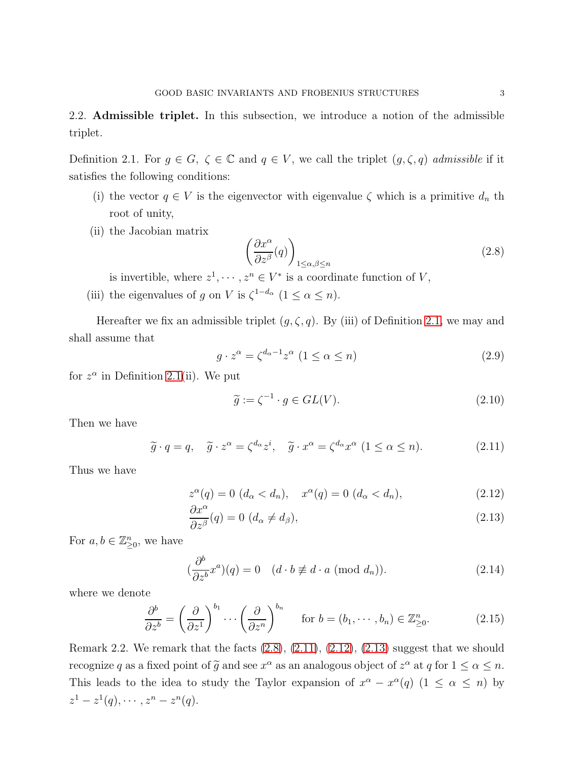## 2.2. **Admissible triplet.**

In this subsection, we introduce a notion of the admissible triplet.

Definition 2.1. For $g \in G$, $\zeta \in \mathbb{C}$ and $q \in V$, we call the triplet $(g, \zeta, q)$ *admissible* if it satisfies the following conditions:

- (i) the vector $q \in V$ is the eigenvector with eigenvalue $\zeta$ which is a primitive $d_n$ th root of unity,
- (ii) the Jacobian matrix
$$\left(\frac{\partial x^\alpha}{\partial z^\beta}(q)\right)_{1 \leq \alpha, \beta \leq n} \tag{2.8}$$
is invertible, where $z^1, \cdots, z^n \in V^*$ is a coordinate function of $V$,
- (iii) the eigenvalues of $g$ on $V$ is $\zeta^{1-d_\alpha}$ $(1 \leq \alpha \leq n)$.

Hereafter we fix an admissible triplet $(g, \zeta, q)$. By (iii) of Definition 2.1, we may and shall assume that

$$g \cdot z^\alpha = \zeta^{d_\alpha - 1} z^\alpha \ (1 \leq \alpha \leq n) \tag{2.9}$$

for $z^\alpha$ in Definition 2.1(ii). We put

$$\widetilde{g} := \zeta^{-1} \cdot g \in GL(V). \tag{2.10}$$

Then we have

$$\widetilde{g} \cdot q = q, \quad \widetilde{g} \cdot z^\alpha = \zeta^{d_\alpha} z^i, \quad \widetilde{g} \cdot x^\alpha = \zeta^{d_\alpha} x^\alpha \ (1 \leq \alpha \leq n). \tag{2.11}$$

Thus we have

$$z^\alpha(q) = 0 \ (d_\alpha < d_n), \quad x^\alpha(q) = 0 \ (d_\alpha < d_n), \tag{2.12}$$

$$\frac{\partial x^\alpha}{\partial z^\beta}(q) = 0 \ (d_\alpha \neq d_\beta), \tag{2.13}$$

For $a, b \in \mathbb{Z}^n_{\geq 0}$, we have

$$\left(\frac{\partial^b}{\partial z^b} x^a\right)(q) = 0 \quad (d \cdot b \not\equiv d \cdot a \ (\mathrm{mod}\ d_n)). \tag{2.14}$$

where we denote

$$\frac{\partial^b}{\partial z^b} = \left(\frac{\partial}{\partial z^1}\right)^{b_1} \cdots \left(\frac{\partial}{\partial z^n}\right)^{b_n} \quad \text{for } b = (b_1, \cdots, b_n) \in \mathbb{Z}^n_{\geq 0}. \tag{2.15}$$

Remark 2.2. We remark that the facts (2.8), (2.11), (2.12), (2.13) suggest that we should recognize $q$ as a fixed point of $\widetilde{g}$ and see $x^\alpha$ as an analogous object of $z^\alpha$ at $q$ for $1 \leq \alpha \leq n$. This leads to the idea to study the Taylor expansion of $x^\alpha - x^\alpha(q)$ $(1 \leq \alpha \leq n)$ by $z^1 - z^1(q), \cdots, z^n - z^n(q)$.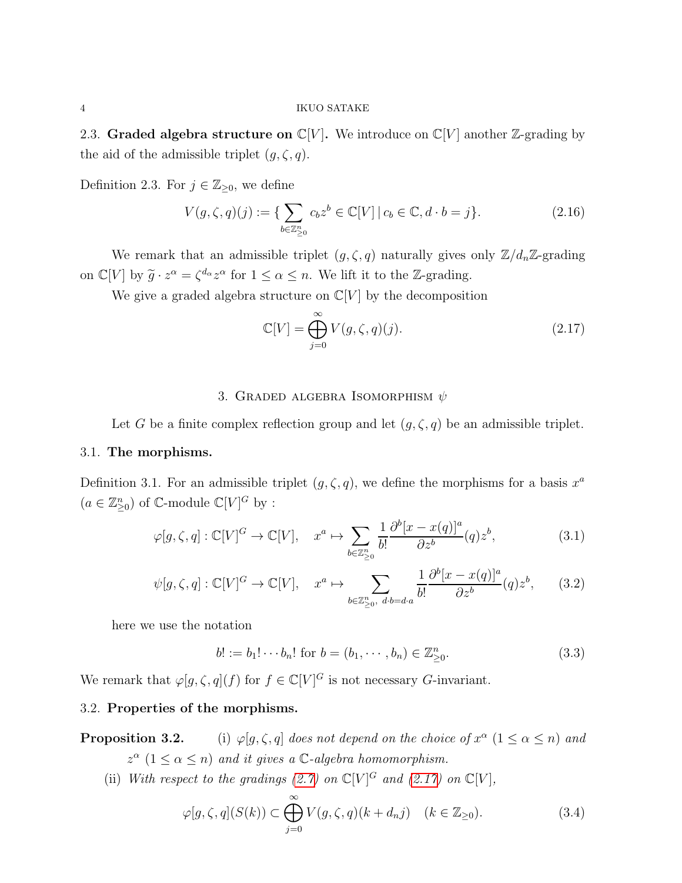## 2.3. Graded algebra structure on $\mathbb{C}[V]$.

We introduce on $\mathbb{C}[V]$ another $\mathbb{Z}$-grading by the aid of the admissible triplet $(g, \zeta, q)$.

Definition 2.3. For $j \in \mathbb{Z}_{\geq 0}$, we define

$$V(g,\zeta,q)(j) := \{ \sum_{b \in \mathbb{Z}_{\geq 0}^n} c_b z^b \in \mathbb{C}[V] \,|\, c_b \in \mathbb{C}, d \cdot b = j \}. \tag{2.16}$$

We remark that an admissible triplet $(g, \zeta, q)$ naturally gives only $\mathbb{Z}/d_n\mathbb{Z}$-grading on $\mathbb{C}[V]$ by $\widetilde{g} \cdot z^\alpha = \zeta^{d_\alpha} z^\alpha$ for $1 \leq \alpha \leq n$. We lift it to the $\mathbb{Z}$-grading.

We give a graded algebra structure on $\mathbb{C}[V]$ by the decomposition

$$\mathbb{C}[V] = \bigoplus_{j=0}^{\infty} V(g,\zeta,q)(j). \tag{2.17}$$

# 3. Graded algebra Isomorphism $\psi$

Let $G$ be a finite complex reflection group and let $(g, \zeta, q)$ be an admissible triplet.

## 3.1. The morphisms.

Definition 3.1. For an admissible triplet $(g, \zeta, q)$, we define the morphisms for a basis $x^a$ ($a \in \mathbb{Z}_{\geq 0}^n$) of $\mathbb{C}$-module $\mathbb{C}[V]^G$ by :

$$\varphi[g,\zeta,q] : \mathbb{C}[V]^G \to \mathbb{C}[V], \quad x^a \mapsto \sum_{b \in \mathbb{Z}_{\geq 0}^n} \frac{1}{b!} \frac{\partial^b [x - x(q)]^a}{\partial z^b}(q) z^b, \tag{3.1}$$

$$\psi[g,\zeta,q] : \mathbb{C}[V]^G \to \mathbb{C}[V], \quad x^a \mapsto \sum_{b \in \mathbb{Z}_{\geq 0}^n,\ d \cdot b = d \cdot a} \frac{1}{b!} \frac{\partial^b [x - x(q)]^a}{\partial z^b}(q) z^b, \tag{3.2}$$

here we use the notation

$$b! := b_1! \cdots b_n! \text{ for } b = (b_1, \cdots, b_n) \in \mathbb{Z}_{\geq 0}^n. \tag{3.3}$$

We remark that $\varphi[g,\zeta,q](f)$ for $f \in \mathbb{C}[V]^G$ is not necessary $G$-invariant.

## 3.2. Properties of the morphisms.

**Proposition 3.2.** (i) *$\varphi[g,\zeta,q]$ does not depend on the choice of $x^\alpha$ ($1 \leq \alpha \leq n$) and $z^\alpha$ ($1 \leq \alpha \leq n$) and it gives a $\mathbb{C}$-algebra homomorphism.*

(ii) *With respect to the gradings (2.7) on $\mathbb{C}[V]^G$ and (2.17) on $\mathbb{C}[V]$,*

$$\varphi[g,\zeta,q](S(k)) \subset \bigoplus_{j=0}^{\infty} V(g,\zeta,q)(k + d_n j) \quad (k \in \mathbb{Z}_{\geq 0}). \tag{3.4}$$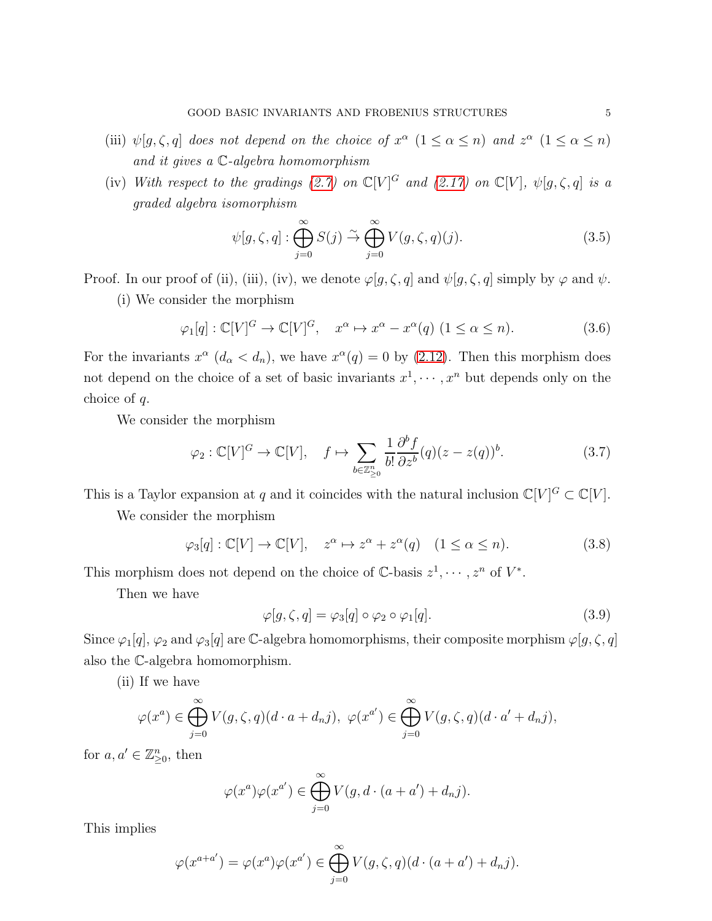(iii) *$\psi[g,\zeta,q]$ does not depend on the choice of $x^\alpha$ $(1 \le \alpha \le n)$ and $z^\alpha$ $(1 \le \alpha \le n)$ and it gives a $\mathbb{C}$-algebra homomorphism*

(iv) *With respect to the gradings (2.7) on $\mathbb{C}[V]^G$ and (2.17) on $\mathbb{C}[V]$, $\psi[g,\zeta,q]$ is a graded algebra isomorphism*

$$\psi[g,\zeta,q] : \bigoplus_{j=0}^{\infty} S(j) \xrightarrow{\sim} \bigoplus_{j=0}^{\infty} V(g,\zeta,q)(j). \tag{3.5}$$

Proof. In our proof of (ii), (iii), (iv), we denote $\varphi[g,\zeta,q]$ and $\psi[g,\zeta,q]$ simply by $\varphi$ and $\psi$.

(i) We consider the morphism

$$\varphi_1[q] : \mathbb{C}[V]^G \to \mathbb{C}[V]^G, \quad x^\alpha \mapsto x^\alpha - x^\alpha(q) \ (1 \le \alpha \le n). \tag{3.6}$$

For the invariants $x^\alpha$ $(d_\alpha < d_n)$, we have $x^\alpha(q) = 0$ by (2.12). Then this morphism does not depend on the choice of a set of basic invariants $x^1, \cdots, x^n$ but depends only on the choice of $q$.

We consider the morphism

$$\varphi_2 : \mathbb{C}[V]^G \to \mathbb{C}[V], \quad f \mapsto \sum_{b \in \mathbb{Z}_{\ge 0}^n} \frac{1}{b!} \frac{\partial^b f}{\partial z^b}(q)(z - z(q))^b. \tag{3.7}$$

This is a Taylor expansion at $q$ and it coincides with the natural inclusion $\mathbb{C}[V]^G \subset \mathbb{C}[V]$.

We consider the morphism

$$\varphi_3[q] : \mathbb{C}[V] \to \mathbb{C}[V], \quad z^\alpha \mapsto z^\alpha + z^\alpha(q) \quad (1 \le \alpha \le n). \tag{3.8}$$

This morphism does not depend on the choice of $\mathbb{C}$-basis $z^1, \cdots, z^n$ of $V^*$.

Then we have

$$\varphi[g,\zeta,q] = \varphi_3[q] \circ \varphi_2 \circ \varphi_1[q]. \tag{3.9}$$

Since $\varphi_1[q]$, $\varphi_2$ and $\varphi_3[q]$ are $\mathbb{C}$-algebra homomorphisms, their composite morphism $\varphi[g,\zeta,q]$ also the $\mathbb{C}$-algebra homomorphism.

(ii) If we have

$$\varphi(x^a) \in \bigoplus_{j=0}^{\infty} V(g,\zeta,q)(d \cdot a + d_n j), \ \varphi(x^{a'}) \in \bigoplus_{j=0}^{\infty} V(g,\zeta,q)(d \cdot a' + d_n j),$$

for $a, a' \in \mathbb{Z}_{\ge 0}^n$, then

$$\varphi(x^a)\varphi(x^{a'}) \in \bigoplus_{j=0}^{\infty} V(g, d \cdot (a + a') + d_n j).$$

This implies

$$\varphi(x^{a+a'}) = \varphi(x^a)\varphi(x^{a'}) \in \bigoplus_{j=0}^{\infty} V(g,\zeta,q)(d \cdot (a + a') + d_n j).$$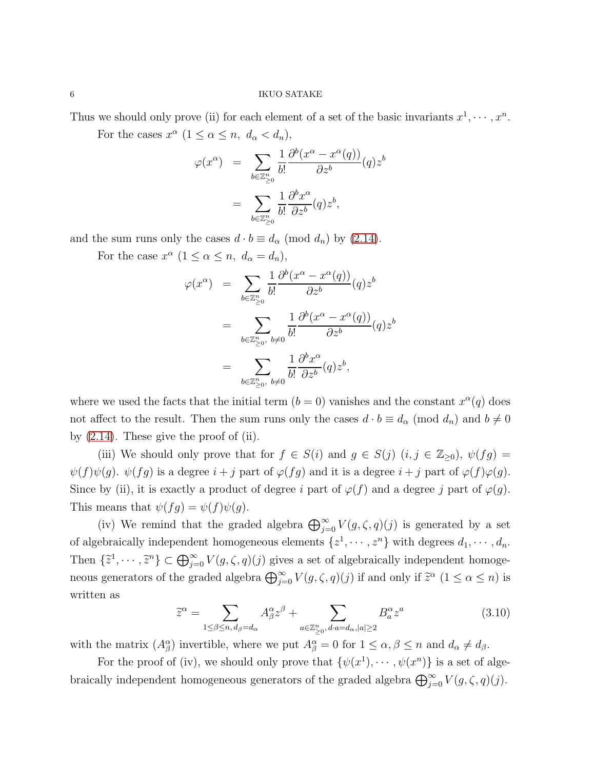Thus we should only prove (ii) for each element of a set of the basic invariants $x^1, \cdots, x^n$.

For the cases $x^\alpha$ $(1 \leq \alpha \leq n,\ d_\alpha < d_n)$,

$$
\begin{aligned}
\varphi(x^\alpha) &= \sum_{b \in \mathbb{Z}_{\geq 0}^n} \frac{1}{b!} \frac{\partial^b (x^\alpha - x^\alpha(q))}{\partial z^b}(q) z^b \\
&= \sum_{b \in \mathbb{Z}_{\geq 0}^n} \frac{1}{b!} \frac{\partial^b x^\alpha}{\partial z^b}(q) z^b,
\end{aligned}
$$

and the sum runs only the cases $d \cdot b \equiv d_\alpha \pmod{d_n}$ by (2.14).

For the case $x^\alpha$ $(1 \leq \alpha \leq n,\ d_\alpha = d_n)$,

$$
\begin{aligned}
\varphi(x^\alpha) &= \sum_{b \in \mathbb{Z}_{\geq 0}^n} \frac{1}{b!} \frac{\partial^b (x^\alpha - x^\alpha(q))}{\partial z^b}(q) z^b \\
&= \sum_{b \in \mathbb{Z}_{\geq 0}^n,\ b \neq 0} \frac{1}{b!} \frac{\partial^b (x^\alpha - x^\alpha(q))}{\partial z^b}(q) z^b \\
&= \sum_{b \in \mathbb{Z}_{\geq 0}^n,\ b \neq 0} \frac{1}{b!} \frac{\partial^b x^\alpha}{\partial z^b}(q) z^b,
\end{aligned}
$$

where we used the facts that the initial term $(b = 0)$ vanishes and the constant $x^\alpha(q)$ does not affect to the result. Then the sum runs only the cases $d \cdot b \equiv d_\alpha \pmod{d_n}$ and $b \neq 0$ by (2.14). These give the proof of (ii).

(iii) We should only prove that for $f \in S(i)$ and $g \in S(j)$ $(i, j \in \mathbb{Z}_{\geq 0})$, $\psi(fg) = \psi(f)\psi(g)$. $\psi(fg)$ is a degree $i + j$ part of $\varphi(fg)$ and it is a degree $i + j$ part of $\varphi(f)\varphi(g)$. Since by (ii), it is exactly a product of degree $i$ part of $\varphi(f)$ and a degree $j$ part of $\varphi(g)$. This means that $\psi(fg) = \psi(f)\psi(g)$.

(iv) We remind that the graded algebra $\bigoplus_{j=0}^\infty V(g, \zeta, q)(j)$ is generated by a set of algebraically independent homogeneous elements $\{z^1, \cdots, z^n\}$ with degrees $d_1, \cdots, d_n$. Then $\{\widetilde{z}^1, \cdots, \widetilde{z}^n\} \subset \bigoplus_{j=0}^\infty V(g, \zeta, q)(j)$ gives a set of algebraically independent homogeneous generators of the graded algebra $\bigoplus_{j=0}^\infty V(g, \zeta, q)(j)$ if and only if $\widetilde{z}^\alpha$ $(1 \leq \alpha \leq n)$ is written as

$$
\widetilde{z}^\alpha = \sum_{1 \leq \beta \leq n,\, d_\beta = d_\alpha} A_\beta^\alpha z^\beta + \sum_{a \in \mathbb{Z}_{\geq 0}^n,\, d \cdot a = d_\alpha, |a| \geq 2} B_a^\alpha z^a \tag{3.10}
$$

with the matrix $(A_\beta^\alpha)$ invertible, where we put $A_\beta^\alpha = 0$ for $1 \leq \alpha, \beta \leq n$ and $d_\alpha \neq d_\beta$.

For the proof of (iv), we should only prove that $\{\psi(x^1), \cdots, \psi(x^n)\}$ is a set of algebraically independent homogeneous generators of the graded algebra $\bigoplus_{j=0}^\infty V(g, \zeta, q)(j)$.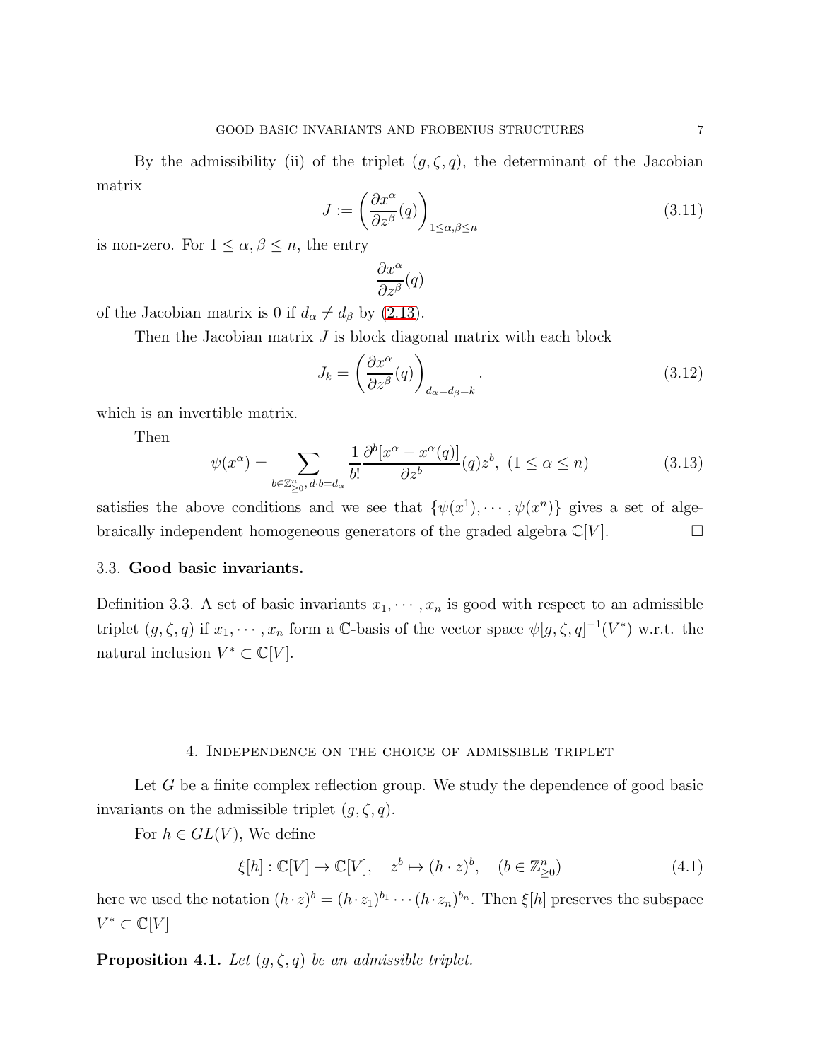By the admissibility (ii) of the triplet $(g, \zeta, q)$, the determinant of the Jacobian matrix

$$J := \left(\frac{\partial x^\alpha}{\partial z^\beta}(q)\right)_{1 \le \alpha, \beta \le n} \tag{3.11}$$

is non-zero. For $1 \le \alpha, \beta \le n$, the entry

$$\frac{\partial x^\alpha}{\partial z^\beta}(q)$$

of the Jacobian matrix is 0 if $d_\alpha \neq d_\beta$ by (2.13).

Then the Jacobian matrix $J$ is block diagonal matrix with each block

$$J_k = \left(\frac{\partial x^\alpha}{\partial z^\beta}(q)\right)_{d_\alpha = d_\beta = k}. \tag{3.12}$$

which is an invertible matrix.

Then

$$\psi(x^\alpha) = \sum_{b \in \mathbb{Z}^n_{\ge 0},\, d \cdot b = d_\alpha} \frac{1}{b!} \frac{\partial^b [x^\alpha - x^\alpha(q)]}{\partial z^b}(q) z^b, \ (1 \le \alpha \le n) \tag{3.13}$$

satisfies the above conditions and we see that $\{\psi(x^1), \cdots, \psi(x^n)\}$ gives a set of algebraically independent homogeneous generators of the graded algebra $\mathbb{C}[V]$. □

### 3.3. Good basic invariants.

Definition 3.3. A set of basic invariants $x_1, \cdots, x_n$ is good with respect to an admissible triplet $(g, \zeta, q)$ if $x_1, \cdots, x_n$ form a $\mathbb{C}$-basis of the vector space $\psi[g, \zeta, q]^{-1}(V^*)$ w.r.t. the natural inclusion $V^* \subset \mathbb{C}[V]$.

## 4. Independence on the choice of admissible triplet

Let $G$ be a finite complex reflection group. We study the dependence of good basic invariants on the admissible triplet $(g, \zeta, q)$.

For $h \in GL(V)$, We define

$$\xi[h] : \mathbb{C}[V] \to \mathbb{C}[V], \quad z^b \mapsto (h \cdot z)^b, \quad (b \in \mathbb{Z}^n_{\ge 0}) \tag{4.1}$$

here we used the notation $(h \cdot z)^b = (h \cdot z_1)^{b_1} \cdots (h \cdot z_n)^{b_n}$. Then $\xi[h]$ preserves the subspace $V^* \subset \mathbb{C}[V]$

**Proposition 4.1.** *Let $(g, \zeta, q)$ be an admissible triplet.*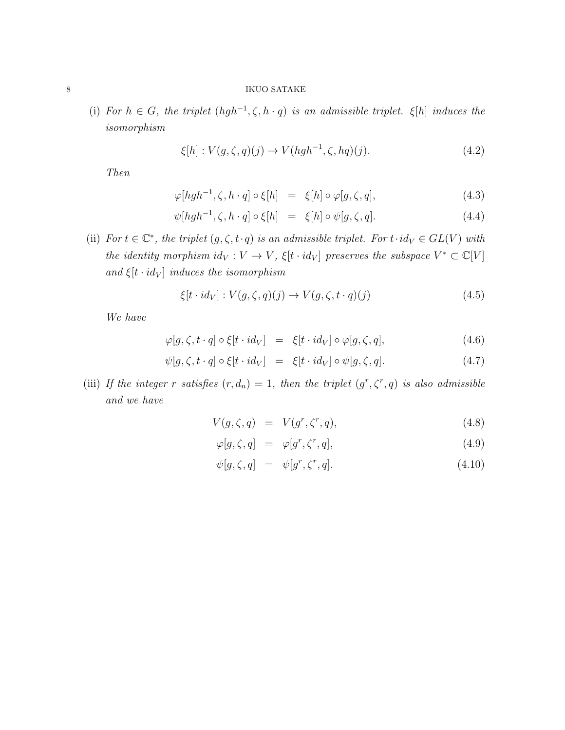(i) *For $h \in G$, the triplet $(hgh^{-1}, \zeta, h \cdot q)$ is an admissible triplet. $\xi[h]$ induces the isomorphism*

$$\xi[h] : V(g, \zeta, q)(j) \to V(hgh^{-1}, \zeta, hq)(j). \tag{4.2}$$

*Then*

$$\varphi[hgh^{-1}, \zeta, h \cdot q] \circ \xi[h] = \xi[h] \circ \varphi[g, \zeta, q], \tag{4.3}$$

$$\psi[hgh^{-1}, \zeta, h \cdot q] \circ \xi[h] = \xi[h] \circ \psi[g, \zeta, q]. \tag{4.4}$$

(ii) *For $t \in \mathbb{C}^*$, the triplet $(g, \zeta, t \cdot q)$ is an admissible triplet. For $t \cdot id_V \in GL(V)$ with the identity morphism $id_V : V \to V$, $\xi[t \cdot id_V]$ preserves the subspace $V^* \subset \mathbb{C}[V]$ and $\xi[t \cdot id_V]$ induces the isomorphism*

$$\xi[t \cdot id_V] : V(g, \zeta, q)(j) \to V(g, \zeta, t \cdot q)(j) \tag{4.5}$$

*We have*

$$\varphi[g, \zeta, t \cdot q] \circ \xi[t \cdot id_V] = \xi[t \cdot id_V] \circ \varphi[g, \zeta, q], \tag{4.6}$$

$$\psi[g, \zeta, t \cdot q] \circ \xi[t \cdot id_V] = \xi[t \cdot id_V] \circ \psi[g, \zeta, q]. \tag{4.7}$$

(iii) *If the integer $r$ satisfies $(r, d_n) = 1$, then the triplet $(g^r, \zeta^r, q)$ is also admissible and we have*

$$V(g, \zeta, q) = V(g^r, \zeta^r, q), \tag{4.8}$$

$$\varphi[g, \zeta, q] = \varphi[g^r, \zeta^r, q], \tag{4.9}$$

$$\psi[g, \zeta, q] = \psi[g^r, \zeta^r, q]. \tag{4.10}$$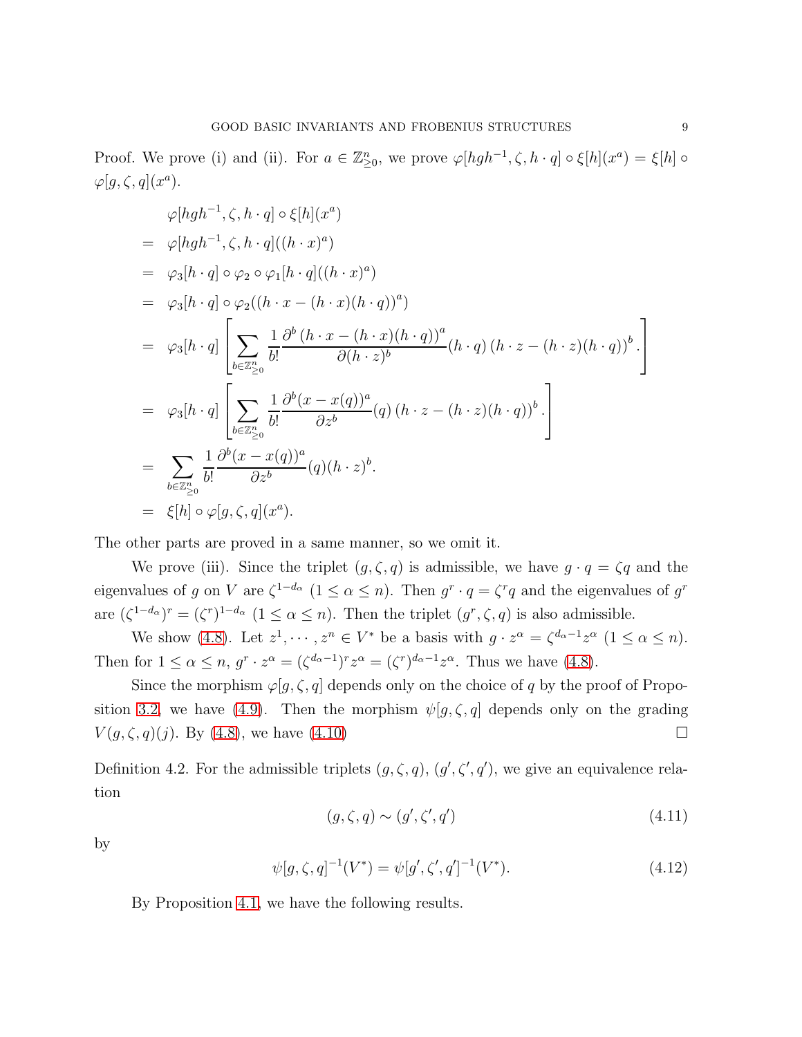Proof. We prove (i) and (ii). For $a \in \mathbb{Z}^n_{\geq 0}$, we prove $\varphi[hgh^{-1}, \zeta, h \cdot q] \circ \xi[h](x^a) = \xi[h] \circ \varphi[g, \zeta, q](x^a)$.

$$
\begin{aligned}
& \varphi[hgh^{-1}, \zeta, h \cdot q] \circ \xi[h](x^a) \\
= \; & \varphi[hgh^{-1}, \zeta, h \cdot q]((h \cdot x)^a) \\
= \; & \varphi_3[h \cdot q] \circ \varphi_2 \circ \varphi_1[h \cdot q]((h \cdot x)^a) \\
= \; & \varphi_3[h \cdot q] \circ \varphi_2((h \cdot x - (h \cdot x)(h \cdot q))^a) \\
= \; & \varphi_3[h \cdot q] \left[ \sum_{b \in \mathbb{Z}^n_{\geq 0}} \frac{1}{b!} \frac{\partial^b \left(h \cdot x - (h \cdot x)(h \cdot q)\right)^a}{\partial (h \cdot z)^b} (h \cdot q) \left(h \cdot z - (h \cdot z)(h \cdot q)\right)^b . \right] \\
= \; & \varphi_3[h \cdot q] \left[ \sum_{b \in \mathbb{Z}^n_{\geq 0}} \frac{1}{b!} \frac{\partial^b (x - x(q))^a}{\partial z^b} (q) \left(h \cdot z - (h \cdot z)(h \cdot q)\right)^b . \right] \\
= \; & \sum_{b \in \mathbb{Z}^n_{\geq 0}} \frac{1}{b!} \frac{\partial^b (x - x(q))^a}{\partial z^b} (q) (h \cdot z)^b . \\
= \; & \xi[h] \circ \varphi[g, \zeta, q](x^a).
\end{aligned}
$$

The other parts are proved in a same manner, so we omit it.

We prove (iii). Since the triplet $(g, \zeta, q)$ is admissible, we have $g \cdot q = \zeta q$ and the eigenvalues of $g$ on $V$ are $\zeta^{1-d_\alpha}$ $(1 \leq \alpha \leq n)$. Then $g^r \cdot q = \zeta^r q$ and the eigenvalues of $g^r$ are $(\zeta^{1-d_\alpha})^r = (\zeta^r)^{1-d_\alpha}$ $(1 \leq \alpha \leq n)$. Then the triplet $(g^r, \zeta, q)$ is also admissible.

We show (4.8). Let $z^1, \cdots, z^n \in V^*$ be a basis with $g \cdot z^\alpha = \zeta^{d_\alpha - 1} z^\alpha$ $(1 \leq \alpha \leq n)$. Then for $1 \leq \alpha \leq n$, $g^r \cdot z^\alpha = (\zeta^{d_\alpha - 1})^r z^\alpha = (\zeta^r)^{d_\alpha - 1} z^\alpha$. Thus we have (4.8).

Since the morphism $\varphi[g, \zeta, q]$ depends only on the choice of $q$ by the proof of Proposition 3.2, we have (4.9). Then the morphism $\psi[g, \zeta, q]$ depends only on the grading $V(g, \zeta, q)(j)$. By (4.8), we have (4.10) $\square$

Definition 4.2. For the admissible triplets $(g, \zeta, q)$, $(g', \zeta', q')$, we give an equivalence relation

$$(g, \zeta, q) \sim (g', \zeta', q') \tag{4.11}$$

by

$$\psi[g, \zeta, q]^{-1}(V^*) = \psi[g', \zeta', q']^{-1}(V^*). \tag{4.12}$$

By Proposition 4.1, we have the following results.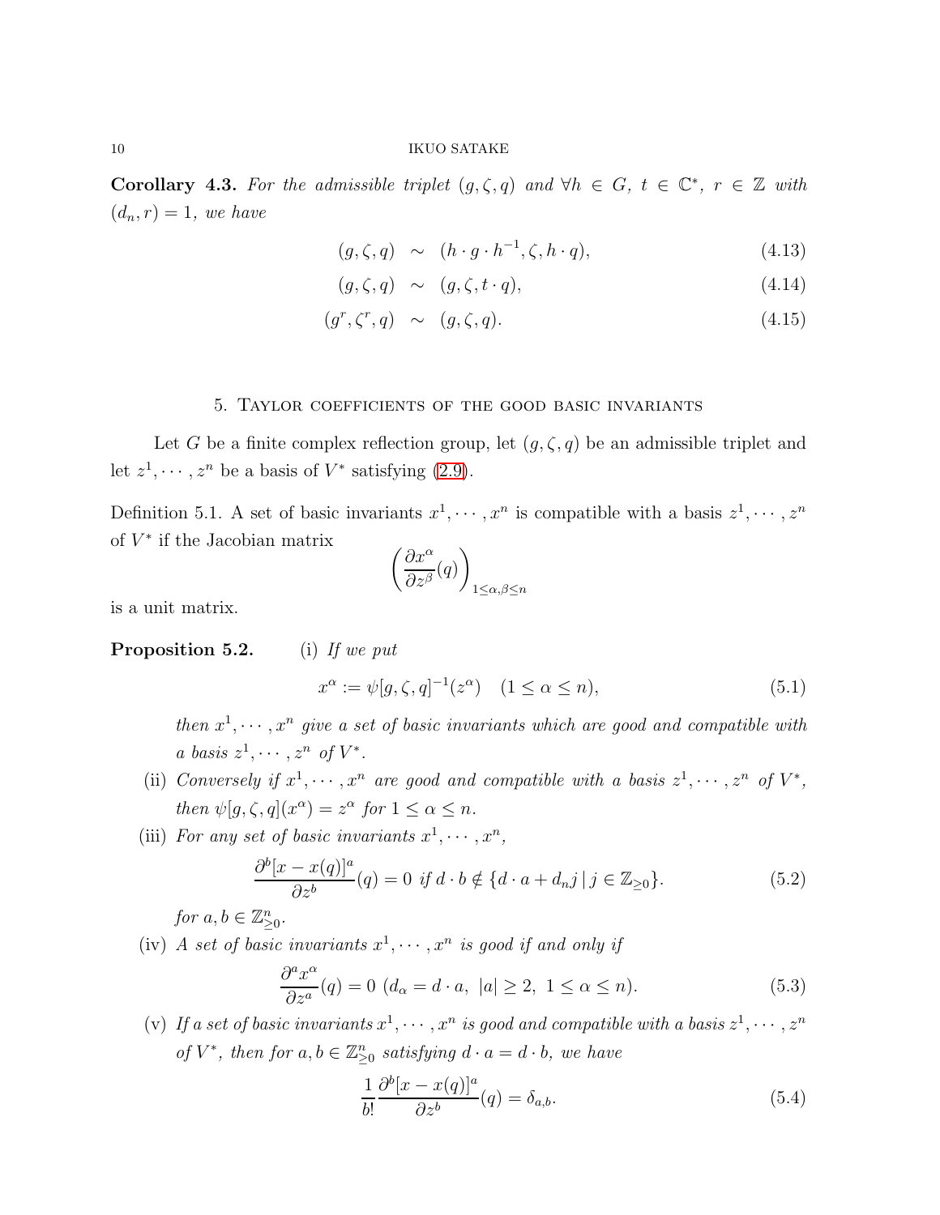**Corollary 4.3.** *For the admissible triplet $(g, \zeta, q)$ and $\forall h \in G$, $t \in \mathbb{C}^*$, $r \in \mathbb{Z}$ with $(d_n, r) = 1$, we have*

$$(g, \zeta, q) \sim (h \cdot g \cdot h^{-1}, \zeta, h \cdot q), \tag{4.13}$$

$$(g, \zeta, q) \sim (g, \zeta, t \cdot q), \tag{4.14}$$

$$(g^r, \zeta^r, q) \sim (g, \zeta, q). \tag{4.15}$$

## 5. Taylor coefficients of the good basic invariants

Let $G$ be a finite complex reflection group, let $(g, \zeta, q)$ be an admissible triplet and let $z^1, \cdots, z^n$ be a basis of $V^*$ satisfying (2.9).

Definition 5.1. A set of basic invariants $x^1, \cdots, x^n$ is compatible with a basis $z^1, \cdots, z^n$ of $V^*$ if the Jacobian matrix

$$\left( \frac{\partial x^\alpha}{\partial z^\beta}(q) \right)_{1 \leq \alpha, \beta \leq n}$$

is a unit matrix.

**Proposition 5.2.** (i) *If we put*

$$x^\alpha := \psi[g, \zeta, q]^{-1}(z^\alpha) \quad (1 \leq \alpha \leq n), \tag{5.1}$$

*then $x^1, \cdots, x^n$ give a set of basic invariants which are good and compatible with a basis $z^1, \cdots, z^n$ of $V^*$.*

(ii) *Conversely if $x^1, \cdots, x^n$ are good and compatible with a basis $z^1, \cdots, z^n$ of $V^*$, then $\psi[g, \zeta, q](x^\alpha) = z^\alpha$ for $1 \leq \alpha \leq n$.*

(iii) *For any set of basic invariants $x^1, \cdots, x^n$,*

$$\frac{\partial^b [x - x(q)]^a}{\partial z^b}(q) = 0 \text{ if } d \cdot b \notin \{d \cdot a + d_n j \,|\, j \in \mathbb{Z}_{\geq 0}\}. \tag{5.2}$$

*for $a, b \in \mathbb{Z}^n_{\geq 0}$.*

(iv) *A set of basic invariants $x^1, \cdots, x^n$ is good if and only if*

$$\frac{\partial^a x^\alpha}{\partial z^a}(q) = 0 \ (d_\alpha = d \cdot a, \ |a| \geq 2, \ 1 \leq \alpha \leq n). \tag{5.3}$$

(v) *If a set of basic invariants $x^1, \cdots, x^n$ is good and compatible with a basis $z^1, \cdots, z^n$ of $V^*$, then for $a, b \in \mathbb{Z}^n_{\geq 0}$ satisfying $d \cdot a = d \cdot b$, we have*

$$\frac{1}{b!} \frac{\partial^b [x - x(q)]^a}{\partial z^b}(q) = \delta_{a,b}. \tag{5.4}$$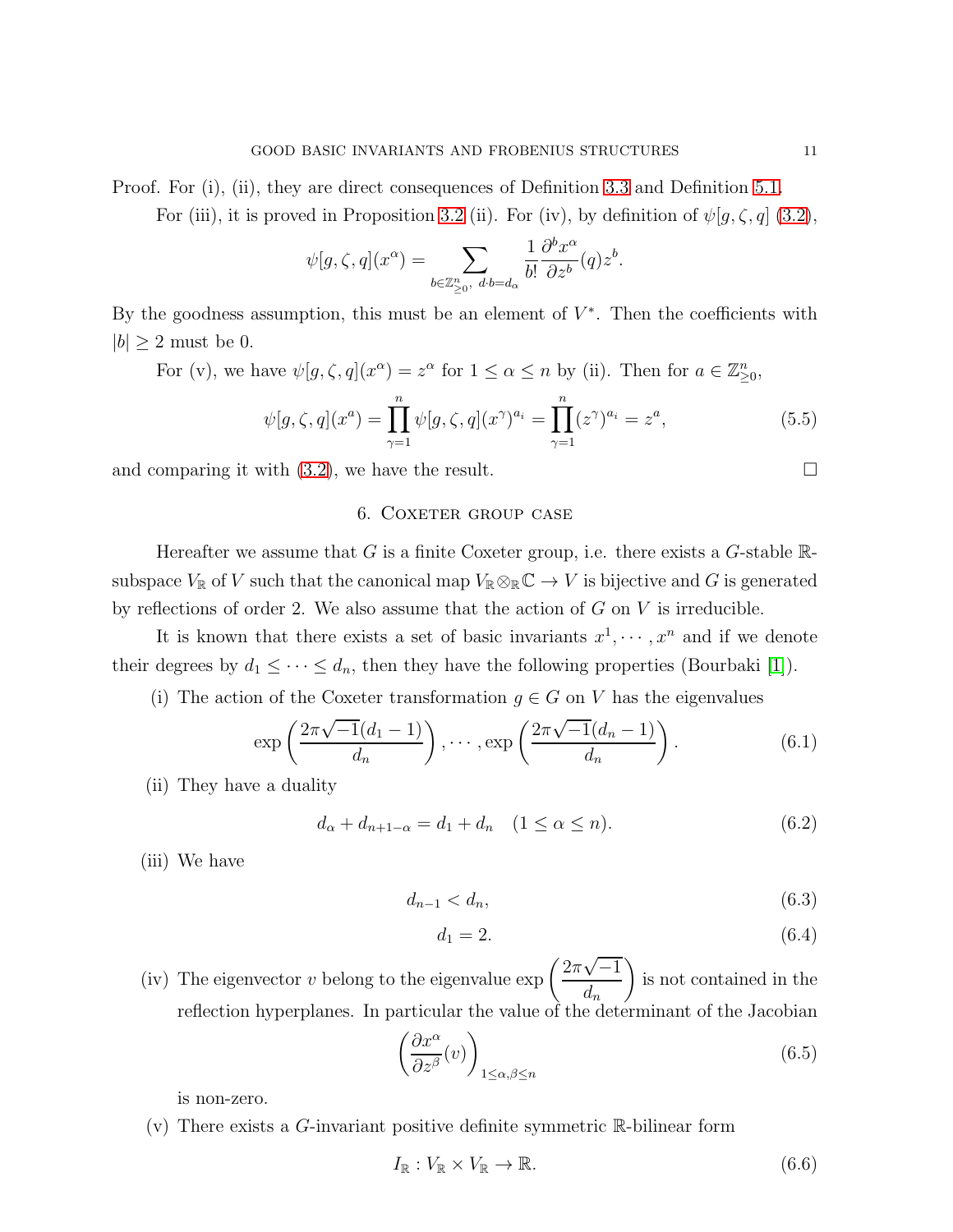Proof. For (i), (ii), they are direct consequences of Definition 3.3 and Definition 5.1.

For (iii), it is proved in Proposition 3.2 (ii). For (iv), by definition of $\psi[g,\zeta,q]$ (3.2),

$$\psi[g,\zeta,q](x^\alpha) = \sum_{b\in\mathbb{Z}^n_{\geq 0},\ d\cdot b = d_\alpha} \frac{1}{b!}\frac{\partial^b x^\alpha}{\partial z^b}(q) z^b.$$

By the goodness assumption, this must be an element of $V^*$. Then the coefficients with $|b|\geq 2$ must be 0.

For (v), we have $\psi[g,\zeta,q](x^\alpha) = z^\alpha$ for $1\leq \alpha\leq n$ by (ii). Then for $a\in\mathbb{Z}^n_{\geq 0}$,

$$\psi[g,\zeta,q](x^a) = \prod_{\gamma=1}^n \psi[g,\zeta,q](x^\gamma)^{a_i} = \prod_{\gamma=1}^n (z^\gamma)^{a_i} = z^a, \tag{5.5}$$

and comparing it with (3.2), we have the result. $\square$

## 6. Coxeter group case

Hereafter we assume that $G$ is a finite Coxeter group, i.e. there exists a $G$-stable $\mathbb{R}$-subspace $V_\mathbb{R}$ of $V$ such that the canonical map $V_\mathbb{R}\otimes_\mathbb{R}\mathbb{C}\to V$ is bijective and $G$ is generated by reflections of order 2. We also assume that the action of $G$ on $V$ is irreducible.

It is known that there exists a set of basic invariants $x^1,\cdots,x^n$ and if we denote their degrees by $d_1\leq\cdots\leq d_n$, then they have the following properties (Bourbaki [1]).

(i) The action of the Coxeter transformation $g\in G$ on $V$ has the eigenvalues

$$\exp\left(\frac{2\pi\sqrt{-1}(d_1-1)}{d_n}\right),\cdots,\exp\left(\frac{2\pi\sqrt{-1}(d_n-1)}{d_n}\right). \tag{6.1}$$

(ii) They have a duality

$$d_\alpha + d_{n+1-\alpha} = d_1 + d_n \quad (1\leq\alpha\leq n). \tag{6.2}$$

(iii) We have

$$d_{n-1} < d_n, \tag{6.3}$$

$$d_1 = 2. \tag{6.4}$$

(iv) The eigenvector $v$ belong to the eigenvalue $\exp\left(\frac{2\pi\sqrt{-1}}{d_n}\right)$ is not contained in the reflection hyperplanes. In particular the value of the determinant of the Jacobian

$$\left(\frac{\partial x^\alpha}{\partial z^\beta}(v)\right)_{1\leq\alpha,\beta\leq n} \tag{6.5}$$

is non-zero.

(v) There exists a $G$-invariant positive definite symmetric $\mathbb{R}$-bilinear form

$$I_\mathbb{R} : V_\mathbb{R}\times V_\mathbb{R}\to\mathbb{R}. \tag{6.6}$$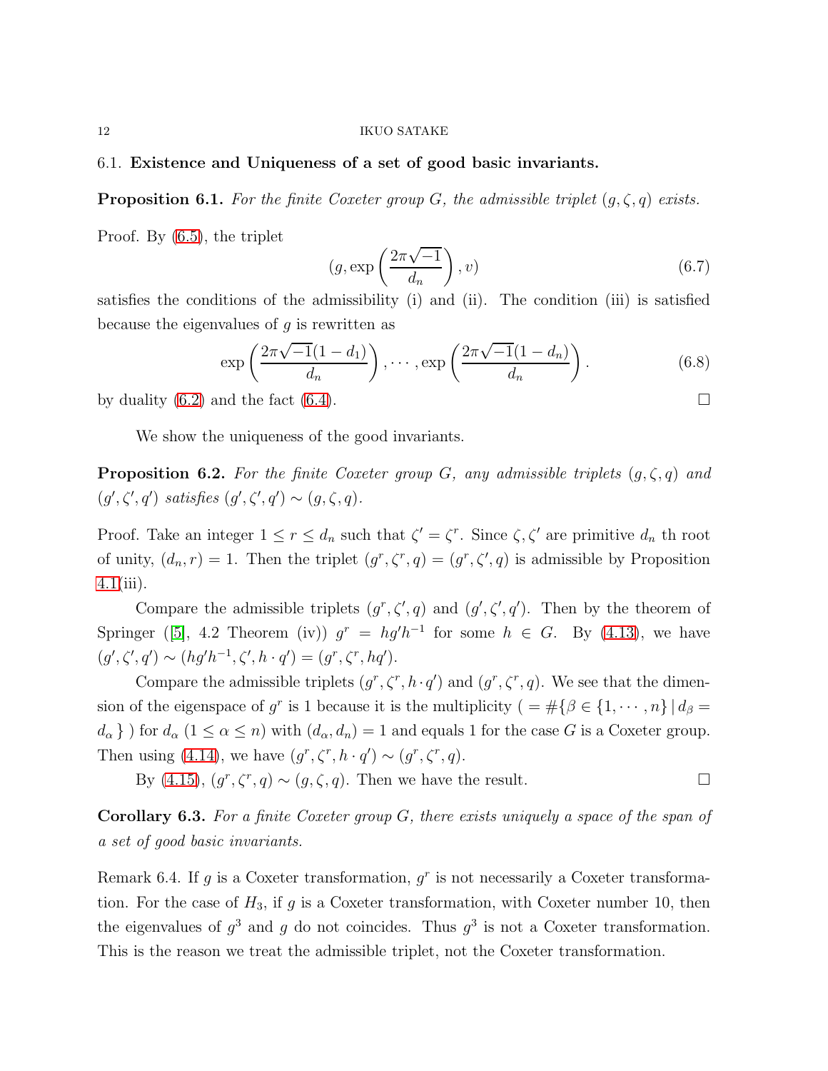### 6.1. **Existence and Uniqueness of a set of good basic invariants.**

**Proposition 6.1.** *For the finite Coxeter group $G$, the admissible triplet $(g, \zeta, q)$ exists.*

Proof. By (6.5), the triplet

$$(g, \exp\left(\frac{2\pi\sqrt{-1}}{d_n}\right), v) \tag{6.7}$$

satisfies the conditions of the admissibility (i) and (ii). The condition (iii) is satisfied because the eigenvalues of $g$ is rewritten as

$$\exp\left(\frac{2\pi\sqrt{-1}(1-d_1)}{d_n}\right), \cdots, \exp\left(\frac{2\pi\sqrt{-1}(1-d_n)}{d_n}\right). \tag{6.8}$$

by duality (6.2) and the fact (6.4). □

We show the uniqueness of the good invariants.

**Proposition 6.2.** *For the finite Coxeter group $G$, any admissible triplets $(g, \zeta, q)$ and $(g', \zeta', q')$ satisfies $(g', \zeta', q') \sim (g, \zeta, q)$.*

Proof. Take an integer $1 \leq r \leq d_n$ such that $\zeta' = \zeta^r$. Since $\zeta, \zeta'$ are primitive $d_n$ th root of unity, $(d_n, r) = 1$. Then the triplet $(g^r, \zeta^r, q) = (g^r, \zeta', q)$ is admissible by Proposition 4.1(iii).

Compare the admissible triplets $(g^r, \zeta', q)$ and $(g', \zeta', q')$. Then by the theorem of Springer ([5], 4.2 Theorem (iv)) $g^r = hg'h^{-1}$ for some $h \in G$. By (4.13), we have $(g', \zeta', q') \sim (hg'h^{-1}, \zeta', h \cdot q') = (g^r, \zeta^r, hq')$.

Compare the admissible triplets $(g^r, \zeta^r, h \cdot q')$ and $(g^r, \zeta^r, q)$. We see that the dimension of the eigenspace of $g^r$ is 1 because it is the multiplicity ( $= \#\{\beta \in \{1, \cdots, n\} \mid d_\beta = d_\alpha\}$ ) for $d_\alpha$ $(1 \leq \alpha \leq n)$ with $(d_\alpha, d_n) = 1$ and equals 1 for the case $G$ is a Coxeter group. Then using (4.14), we have $(g^r, \zeta^r, h \cdot q') \sim (g^r, \zeta^r, q)$.

By (4.15), $(g^r, \zeta^r, q) \sim (g, \zeta, q)$. Then we have the result. □

**Corollary 6.3.** *For a finite Coxeter group $G$, there exists uniquely a space of the span of a set of good basic invariants.*

Remark 6.4. If $g$ is a Coxeter transformation, $g^r$ is not necessarily a Coxeter transformation. For the case of $H_3$, if $g$ is a Coxeter transformation, with Coxeter number 10, then the eigenvalues of $g^3$ and $g$ do not coincides. Thus $g^3$ is not a Coxeter transformation. This is the reason we treat the admissible triplet, not the Coxeter transformation.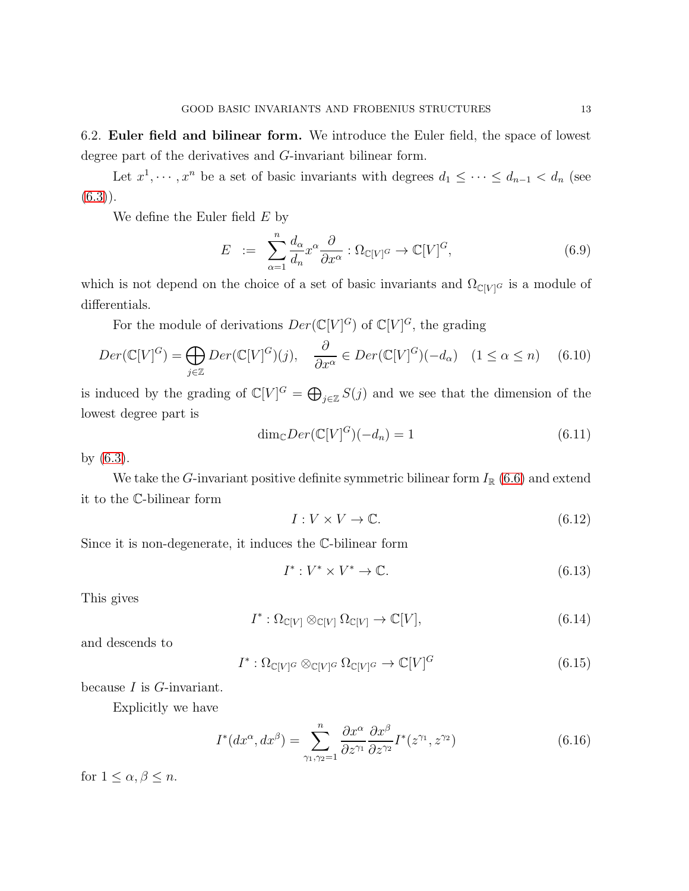6.2. **Euler field and bilinear form.** We introduce the Euler field, the space of lowest degree part of the derivatives and $G$-invariant bilinear form.

Let $x^1, \cdots, x^n$ be a set of basic invariants with degrees $d_1 \leq \cdots \leq d_{n-1} < d_n$ (see (6.3)).

We define the Euler field $E$ by

$$E \ := \ \sum_{\alpha=1}^{n} \frac{d_\alpha}{d_n} x^\alpha \frac{\partial}{\partial x^\alpha} : \Omega_{\mathbb{C}[V]^G} \to \mathbb{C}[V]^G, \tag{6.9}$$

which is not depend on the choice of a set of basic invariants and $\Omega_{\mathbb{C}[V]^G}$ is a module of differentials.

For the module of derivations $Der(\mathbb{C}[V]^G)$ of $\mathbb{C}[V]^G$, the grading

$$Der(\mathbb{C}[V]^G) = \bigoplus_{j \in \mathbb{Z}} Der(\mathbb{C}[V]^G)(j), \quad \frac{\partial}{\partial x^\alpha} \in Der(\mathbb{C}[V]^G)(-d_\alpha) \quad (1 \leq \alpha \leq n) \tag{6.10}$$

is induced by the grading of $\mathbb{C}[V]^G = \bigoplus_{j \in \mathbb{Z}} S(j)$ and we see that the dimension of the lowest degree part is

$$\dim_{\mathbb{C}} Der(\mathbb{C}[V]^G)(-d_n) = 1 \tag{6.11}$$

by (6.3).

We take the $G$-invariant positive definite symmetric bilinear form $I_{\mathbb{R}}$ (6.6) and extend it to the $\mathbb{C}$-bilinear form

$$I : V \times V \to \mathbb{C}. \tag{6.12}$$

Since it is non-degenerate, it induces the $\mathbb{C}$-bilinear form

$$I^* : V^* \times V^* \to \mathbb{C}. \tag{6.13}$$

This gives

$$I^* : \Omega_{\mathbb{C}[V]} \otimes_{\mathbb{C}[V]} \Omega_{\mathbb{C}[V]} \to \mathbb{C}[V], \tag{6.14}$$

and descends to

$$I^* : \Omega_{\mathbb{C}[V]^G} \otimes_{\mathbb{C}[V]^G} \Omega_{\mathbb{C}[V]^G} \to \mathbb{C}[V]^G \tag{6.15}$$

because $I$ is $G$-invariant.

Explicitly we have

$$I^*(dx^\alpha, dx^\beta) = \sum_{\gamma_1, \gamma_2 = 1}^{n} \frac{\partial x^\alpha}{\partial z^{\gamma_1}} \frac{\partial x^\beta}{\partial z^{\gamma_2}} I^*(z^{\gamma_1}, z^{\gamma_2}) \tag{6.16}$$

for $1 \leq \alpha, \beta \leq n$.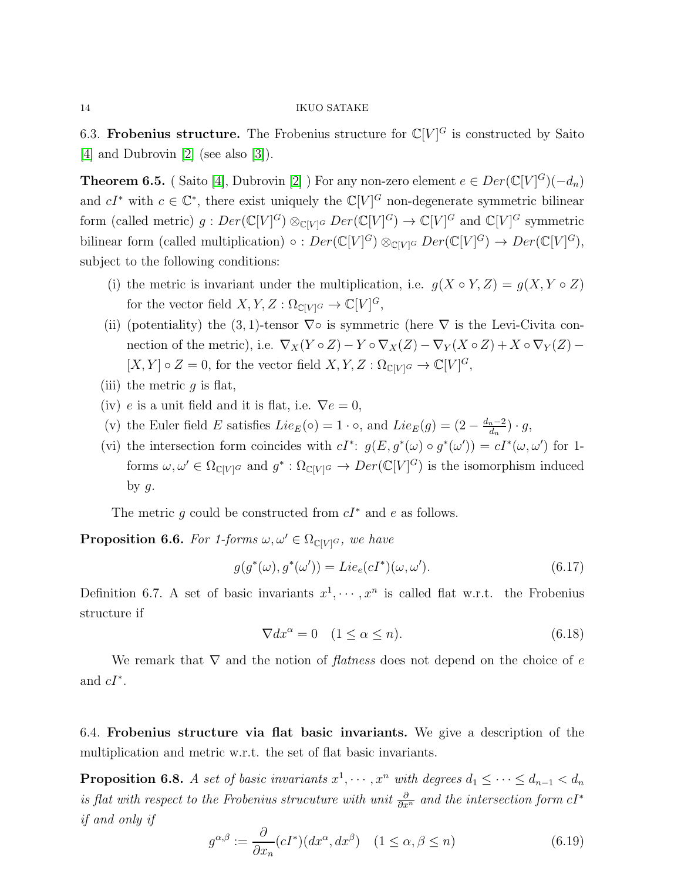6.3. **Frobenius structure.** The Frobenius structure for $\mathbb{C}[V]^G$ is constructed by Saito [4] and Dubrovin [2] (see also [3]).

**Theorem 6.5.** ( Saito [4], Dubrovin [2] ) For any non-zero element $e \in Der(\mathbb{C}[V]^G)(-d_n)$ and $cI^*$ with $c \in \mathbb{C}^*$, there exist uniquely the $\mathbb{C}[V]^G$ non-degenerate symmetric bilinear form (called metric) $g : Der(\mathbb{C}[V]^G) \otimes_{\mathbb{C}[V]^G} Der(\mathbb{C}[V]^G) \to \mathbb{C}[V]^G$ and $\mathbb{C}[V]^G$ symmetric bilinear form (called multiplication) $\circ : Der(\mathbb{C}[V]^G) \otimes_{\mathbb{C}[V]^G} Der(\mathbb{C}[V]^G) \to Der(\mathbb{C}[V]^G)$, subject to the following conditions:

(i) the metric is invariant under the multiplication, i.e. $g(X \circ Y, Z) = g(X, Y \circ Z)$ for the vector field $X, Y, Z : \Omega_{\mathbb{C}[V]^G} \to \mathbb{C}[V]^G$,

(ii) (potentiality) the $(3,1)$-tensor $\nabla \circ$ is symmetric (here $\nabla$ is the Levi-Civita connection of the metric), i.e. $\nabla_X(Y \circ Z) - Y \circ \nabla_X(Z) - \nabla_Y(X \circ Z) + X \circ \nabla_Y(Z) - [X, Y] \circ Z = 0$, for the vector field $X, Y, Z : \Omega_{\mathbb{C}[V]^G} \to \mathbb{C}[V]^G$,

(iii) the metric $g$ is flat,

(iv) $e$ is a unit field and it is flat, i.e. $\nabla e = 0$,

(v) the Euler field $E$ satisfies $Lie_E(\circ) = 1 \cdot \circ$, and $Lie_E(g) = (2 - \frac{d_n - 2}{d_n}) \cdot g$,

(vi) the intersection form coincides with $cI^*$: $g(E, g^*(\omega) \circ g^*(\omega')) = cI^*(\omega, \omega')$ for 1-forms $\omega, \omega' \in \Omega_{\mathbb{C}[V]^G}$ and $g^* : \Omega_{\mathbb{C}[V]^G} \to Der(\mathbb{C}[V]^G)$ is the isomorphism induced by $g$.

The metric $g$ could be constructed from $cI^*$ and $e$ as follows.

**Proposition 6.6.** *For 1-forms $\omega, \omega' \in \Omega_{\mathbb{C}[V]^G}$, we have*

$$g(g^*(\omega), g^*(\omega')) = Lie_e(cI^*)(\omega, \omega'). \tag{6.17}$$

Definition 6.7. A set of basic invariants $x^1, \cdots, x^n$ is called flat w.r.t. the Frobenius structure if

$$\nabla dx^\alpha = 0 \quad (1 \le \alpha \le n). \tag{6.18}$$

We remark that $\nabla$ and the notion of *flatness* does not depend on the choice of $e$ and $cI^*$.

6.4. **Frobenius structure via flat basic invariants.** We give a description of the multiplication and metric w.r.t. the set of flat basic invariants.

**Proposition 6.8.** *A set of basic invariants $x^1, \cdots, x^n$ with degrees $d_1 \le \cdots \le d_{n-1} < d_n$ is flat with respect to the Frobenius strucuture with unit $\frac{\partial}{\partial x^n}$ and the intersection form $cI^*$ if and only if*

$$g^{\alpha,\beta} := \frac{\partial}{\partial x_n}(cI^*)(dx^\alpha, dx^\beta) \quad (1 \le \alpha, \beta \le n) \tag{6.19}$$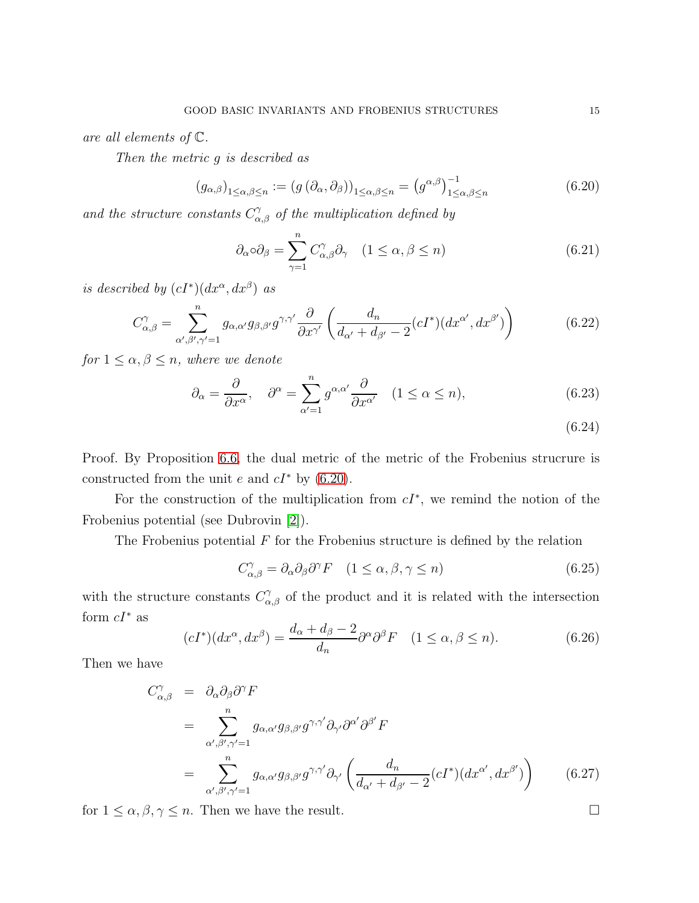*are all elements of* $\mathbb{C}$.

*Then the metric* $g$ *is described as*

$$
(g_{\alpha,\beta})_{1\le\alpha,\beta\le n} := \left(g\left(\partial_\alpha,\partial_\beta\right)\right)_{1\le\alpha,\beta\le n} = \left(g^{\alpha,\beta}\right)^{-1}_{1\le\alpha,\beta\le n} \tag{6.20}
$$

*and the structure constants* $C^{\gamma}_{\alpha,\beta}$ *of the multiplication defined by*

$$
\partial_\alpha\circ\partial_\beta = \sum_{\gamma=1}^{n} C^{\gamma}_{\alpha,\beta}\partial_\gamma \quad (1\le\alpha,\beta\le n) \tag{6.21}
$$

*is described by* $(cI^*)(dx^\alpha,dx^\beta)$ *as*

$$
C^{\gamma}_{\alpha,\beta} = \sum_{\alpha',\beta',\gamma'=1}^{n} g_{\alpha,\alpha'}g_{\beta,\beta'}g^{\gamma,\gamma'}\frac{\partial}{\partial x^{\gamma'}}\left(\frac{d_n}{d_{\alpha'}+d_{\beta'}-2}(cI^*)(dx^{\alpha'},dx^{\beta'})\right) \tag{6.22}
$$

*for* $1\le\alpha,\beta\le n$, *where we denote*

$$
\partial_\alpha = \frac{\partial}{\partial x^\alpha}, \quad \partial^\alpha = \sum_{\alpha'=1}^{n} g^{\alpha,\alpha'}\frac{\partial}{\partial x^{\alpha'}} \quad (1\le\alpha\le n), \tag{6.23}
$$

$$
\tag{6.24}
$$

Proof. By Proposition 6.6, the dual metric of the metric of the Frobenius strucrure is constructed from the unit $e$ and $cI^*$ by (6.20).

For the construction of the multiplication from $cI^*$, we remind the notion of the Frobenius potential (see Dubrovin [2]).

The Frobenius potential $F$ for the Frobenius structure is defined by the relation

$$
C^{\gamma}_{\alpha,\beta} = \partial_\alpha\partial_\beta\partial^\gamma F \quad (1\le\alpha,\beta,\gamma\le n) \tag{6.25}
$$

with the structure constants $C^{\gamma}_{\alpha,\beta}$ of the product and it is related with the intersection form $cI^*$ as

$$
(cI^*)(dx^\alpha,dx^\beta) = \frac{d_\alpha+d_\beta-2}{d_n}\partial^\alpha\partial^\beta F \quad (1\le\alpha,\beta\le n). \tag{6.26}
$$

Then we have

$$
\begin{aligned}
C^{\gamma}_{\alpha,\beta} &= \partial_\alpha\partial_\beta\partial^\gamma F \\
&= \sum_{\alpha',\beta',\gamma'=1}^{n} g_{\alpha,\alpha'}g_{\beta,\beta'}g^{\gamma,\gamma'}\partial_{\gamma'}\partial^{\alpha'}\partial^{\beta'}F \\
&= \sum_{\alpha',\beta',\gamma'=1}^{n} g_{\alpha,\alpha'}g_{\beta,\beta'}g^{\gamma,\gamma'}\partial_{\gamma'}\left(\frac{d_n}{d_{\alpha'}+d_{\beta'}-2}(cI^*)(dx^{\alpha'},dx^{\beta'})\right)
\end{aligned} \tag{6.27}
$$

for $1\le\alpha,\beta,\gamma\le n$. Then we have the result. $\square$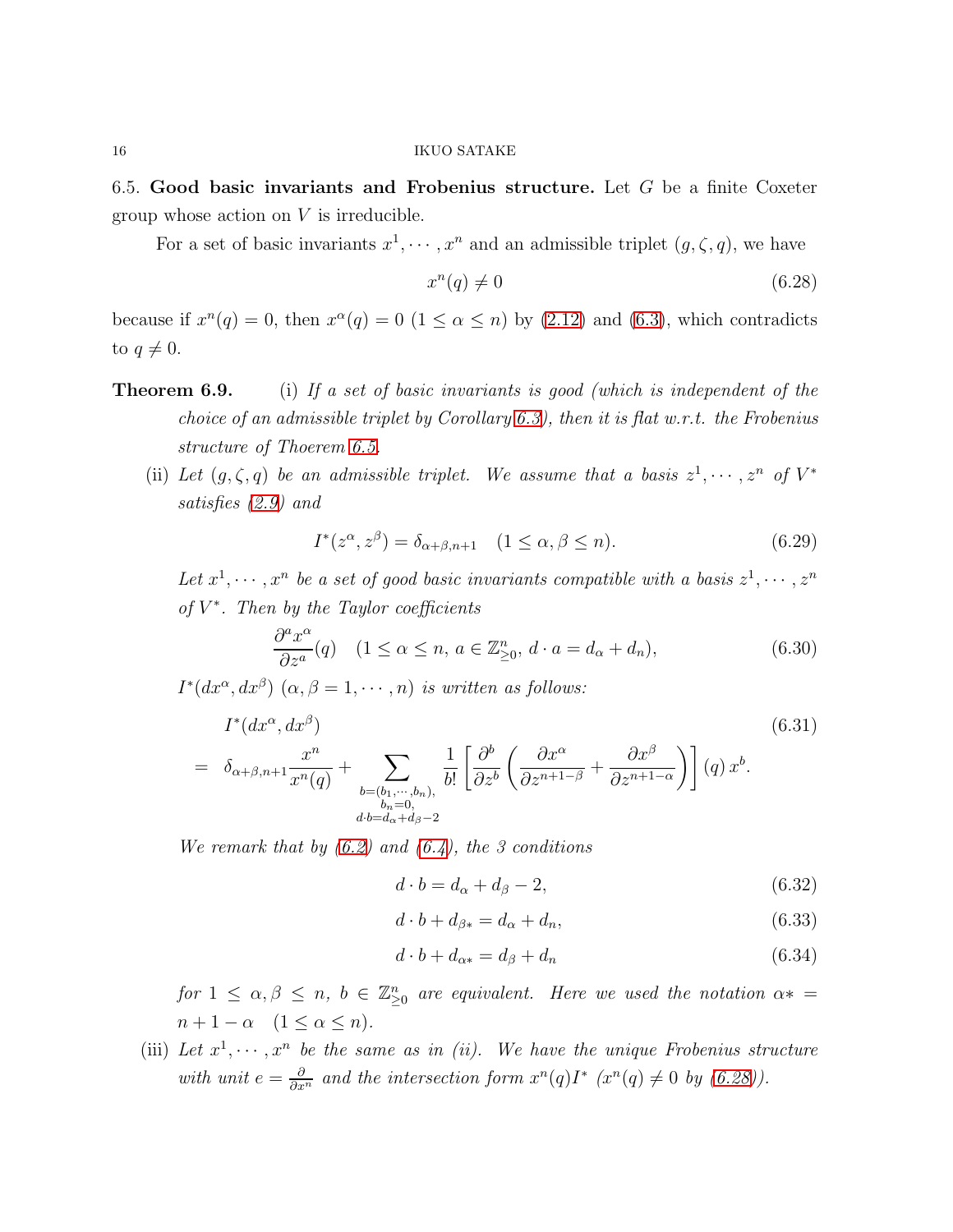6.5. **Good basic invariants and Frobenius structure.** Let $G$ be a finite Coxeter group whose action on $V$ is irreducible.

For a set of basic invariants $x^1, \cdots, x^n$ and an admissible triplet $(g, \zeta, q)$, we have

$$x^n(q) \neq 0 \tag{6.28}$$

because if $x^n(q) = 0$, then $x^\alpha(q) = 0$ $(1 \leq \alpha \leq n)$ by (2.12) and (6.3), which contradicts to $q \neq 0$.

**Theorem 6.9.** (i) *If a set of basic invariants is good (which is independent of the choice of an admissible triplet by Corollary 6.3), then it is flat w.r.t. the Frobenius structure of Theorem 6.5.*

(ii) *Let $(g, \zeta, q)$ be an admissible triplet. We assume that a basis $z^1, \cdots, z^n$ of $V^*$ satisfies (2.9) and*

$$I^*(z^\alpha, z^\beta) = \delta_{\alpha+\beta, n+1} \quad (1 \leq \alpha, \beta \leq n). \tag{6.29}$$

*Let $x^1, \cdots, x^n$ be a set of good basic invariants compatible with a basis $z^1, \cdots, z^n$ of $V^*$. Then by the Taylor coefficients*

$$\frac{\partial^a x^\alpha}{\partial z^a}(q) \quad (1 \leq \alpha \leq n,\ a \in \mathbb{Z}^n_{\geq 0},\ d \cdot a = d_\alpha + d_n), \tag{6.30}$$

*$I^*(dx^\alpha, dx^\beta)$ $(\alpha, \beta = 1, \cdots, n)$ is written as follows:*

$$\begin{aligned} & I^*(dx^\alpha, dx^\beta) \\ = \;& \delta_{\alpha+\beta, n+1} \frac{x^n}{x^n(q)} + \sum_{\substack{b=(b_1,\cdots,b_n),\\ b_n=0,\\ d\cdot b = d_\alpha + d_\beta - 2}} \frac{1}{b!} \left[ \frac{\partial^b}{\partial z^b} \left( \frac{\partial x^\alpha}{\partial z^{n+1-\beta}} + \frac{\partial x^\beta}{\partial z^{n+1-\alpha}} \right) \right](q)\, x^b. \end{aligned} \tag{6.31}$$

*We remark that by (6.2) and (6.4), the 3 conditions*

$$d \cdot b = d_\alpha + d_\beta - 2, \tag{6.32}$$

$$d \cdot b + d_{\beta*} = d_\alpha + d_n, \tag{6.33}$$

$$d \cdot b + d_{\alpha*} = d_\beta + d_n \tag{6.34}$$

*for $1 \leq \alpha, \beta \leq n$, $b \in \mathbb{Z}^n_{\geq 0}$ are equivalent. Here we used the notation $\alpha* = n + 1 - \alpha \quad (1 \leq \alpha \leq n)$.*

(iii) *Let $x^1, \cdots, x^n$ be the same as in (ii). We have the unique Frobenius structure with unit $e = \frac{\partial}{\partial x^n}$ and the intersection form $x^n(q) I^*$ ($x^n(q) \neq 0$ by (6.28)).*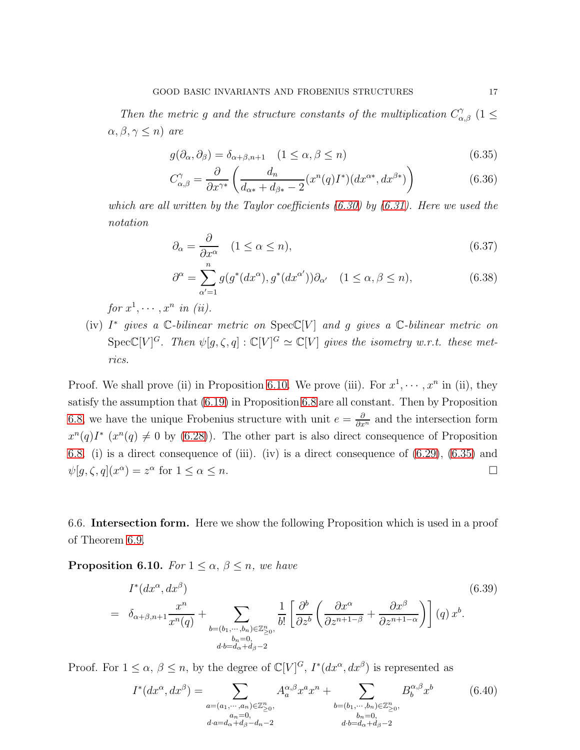*Then the metric $g$ and the structure constants of the multiplication $C^{\gamma}_{\alpha,\beta}$ $(1 \leq \alpha, \beta, \gamma \leq n)$ are*

$$g(\partial_\alpha, \partial_\beta) = \delta_{\alpha+\beta,n+1} \quad (1 \leq \alpha, \beta \leq n) \tag{6.35}$$

$$C^{\gamma}_{\alpha,\beta} = \frac{\partial}{\partial x^{\gamma *}} \left( \frac{d_n}{d_{\alpha *} + d_{\beta *} - 2} (x^n(q) I^*)(dx^{\alpha *}, dx^{\beta *}) \right) \tag{6.36}$$

*which are all written by the Taylor coefficients (6.30) by (6.31). Here we used the notation*

$$\partial_\alpha = \frac{\partial}{\partial x^\alpha} \quad (1 \leq \alpha \leq n), \tag{6.37}$$

$$\partial^\alpha = \sum_{\alpha'=1}^{n} g(g^*(dx^\alpha), g^*(dx^{\alpha'}))\partial_{\alpha'} \quad (1 \leq \alpha, \beta \leq n), \tag{6.38}$$

*for $x^1, \cdots, x^n$ in (ii).*

(iv) *$I^*$ gives a $\mathbb{C}$-bilinear metric on $\mathrm{Spec}\mathbb{C}[V]$ and $g$ gives a $\mathbb{C}$-bilinear metric on $\mathrm{Spec}\mathbb{C}[V]^G$. Then $\psi[g, \zeta, q] : \mathbb{C}[V]^G \simeq \mathbb{C}[V]$ gives the isometry w.r.t. these metrics.*

Proof. We shall prove (ii) in Proposition 6.10. We prove (iii). For $x^1, \cdots, x^n$ in (ii), they satisfy the assumption that (6.19) in Proposition 6.8 are all constant. Then by Proposition 6.8, we have the unique Frobenius structure with unit $e = \frac{\partial}{\partial x^n}$ and the intersection form $x^n(q)I^*$ $(x^n(q) \neq 0$ by (6.28)). The other part is also direct consequence of Proposition 6.8. (i) is a direct consequence of (iii). (iv) is a direct consequence of (6.29), (6.35) and $\psi[g, \zeta, q](x^\alpha) = z^\alpha$ for $1 \leq \alpha \leq n$. □

## 6.6. Intersection form.

Here we show the following Proposition which is used in a proof of Theorem 6.9.

**Proposition 6.10.** *For $1 \leq \alpha$, $\beta \leq n$, we have*

$$\begin{aligned} & I^*(dx^\alpha, dx^\beta) \\ = \ & \delta_{\alpha+\beta,n+1} \frac{x^n}{x^n(q)} + \sum_{\substack{b=(b_1,\cdots,b_n)\in\mathbb{Z}^n_{\geq 0}, \\ b_n=0, \\ d\cdot b = d_\alpha + d_\beta - 2}} \frac{1}{b!} \left[ \frac{\partial^b}{\partial z^b} \left( \frac{\partial x^\alpha}{\partial z^{n+1-\beta}} + \frac{\partial x^\beta}{\partial z^{n+1-\alpha}} \right) \right](q)\, x^b. \end{aligned} \tag{6.39}$$

Proof. For $1 \leq \alpha$, $\beta \leq n$, by the degree of $\mathbb{C}[V]^G$, $I^*(dx^\alpha, dx^\beta)$ is represented as

$$I^*(dx^\alpha, dx^\beta) = \sum_{\substack{a=(a_1,\cdots,a_n)\in\mathbb{Z}^n_{\geq 0}, \\ a_n=0, \\ d\cdot a = d_\alpha + d_\beta - d_n - 2}} A^{\alpha,\beta}_a x^a x^n + \sum_{\substack{b=(b_1,\cdots,b_n)\in\mathbb{Z}^n_{\geq 0}, \\ b_n=0, \\ d\cdot b = d_\alpha + d_\beta - 2}} B^{\alpha,\beta}_b x^b \tag{6.40}$$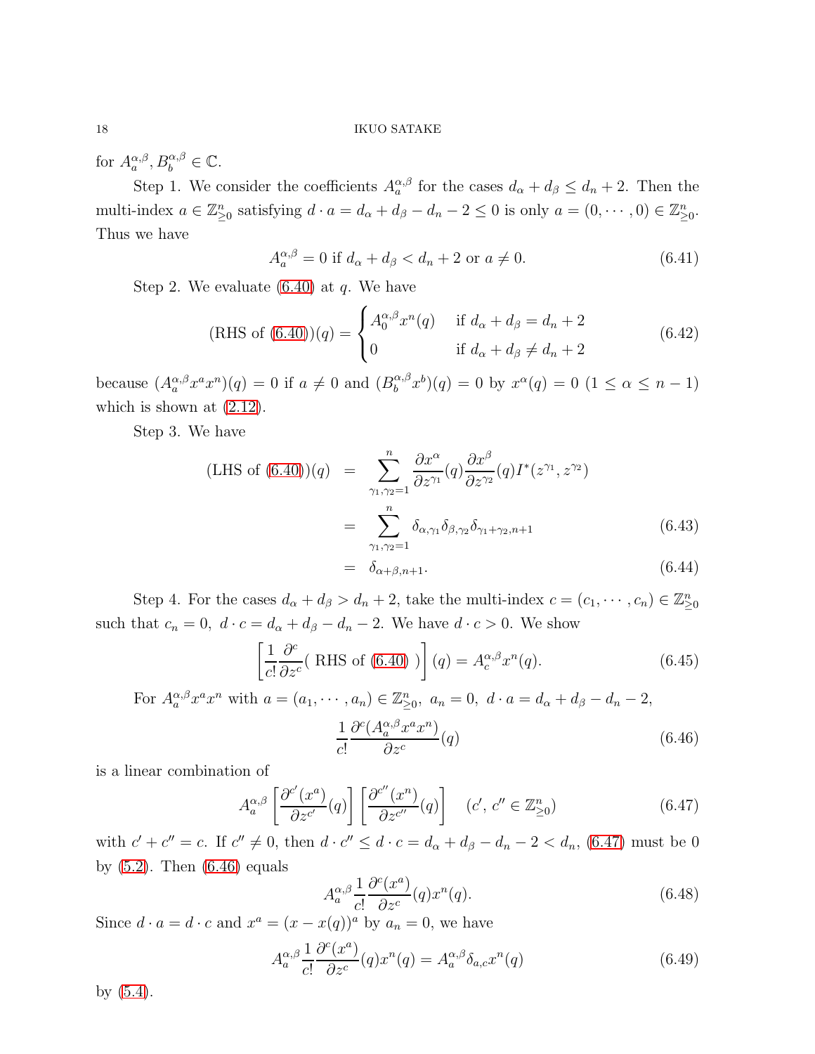for $A_a^{\alpha,\beta}, B_b^{\alpha,\beta} \in \mathbb{C}$.

Step 1. We consider the coefficients $A_a^{\alpha,\beta}$ for the cases $d_\alpha + d_\beta \leq d_n + 2$. Then the multi-index $a \in \mathbb{Z}_{\geq 0}^n$ satisfying $d \cdot a = d_\alpha + d_\beta - d_n - 2 \leq 0$ is only $a = (0, \cdots, 0) \in \mathbb{Z}_{\geq 0}^n$. Thus we have

$$A_a^{\alpha,\beta} = 0 \text{ if } d_\alpha + d_\beta < d_n + 2 \text{ or } a \neq 0. \tag{6.41}$$

Step 2. We evaluate (6.40) at $q$. We have

$$(\text{RHS of (6.40)})(q) = \begin{cases} A_0^{\alpha,\beta} x^n(q) & \text{if } d_\alpha + d_\beta = d_n + 2 \\ 0 & \text{if } d_\alpha + d_\beta \neq d_n + 2 \end{cases} \tag{6.42}$$

because $(A_a^{\alpha,\beta} x^a x^n)(q) = 0$ if $a \neq 0$ and $(B_b^{\alpha,\beta} x^b)(q) = 0$ by $x^\alpha(q) = 0$ $(1 \leq \alpha \leq n-1)$ which is shown at (2.12).

Step 3. We have

$$\begin{aligned}
(\text{LHS of (6.40)})(q) &= \sum_{\gamma_1,\gamma_2=1}^{n} \frac{\partial x^\alpha}{\partial z^{\gamma_1}}(q) \frac{\partial x^\beta}{\partial z^{\gamma_2}}(q) I^*(z^{\gamma_1}, z^{\gamma_2}) \\
&= \sum_{\gamma_1,\gamma_2=1}^{n} \delta_{\alpha,\gamma_1} \delta_{\beta,\gamma_2} \delta_{\gamma_1+\gamma_2,n+1} && (6.43) \\
&= \delta_{\alpha+\beta,n+1}. && (6.44)
\end{aligned}$$

Step 4. For the cases $d_\alpha + d_\beta > d_n + 2$, take the multi-index $c = (c_1, \cdots, c_n) \in \mathbb{Z}_{\geq 0}^n$ such that $c_n = 0,\ d \cdot c = d_\alpha + d_\beta - d_n - 2$. We have $d \cdot c > 0$. We show

$$\left[ \frac{1}{c!} \frac{\partial^c}{\partial z^c} (\text{ RHS of (6.40) }) \right](q) = A_c^{\alpha,\beta} x^n(q). \tag{6.45}$$

For $A_a^{\alpha,\beta} x^a x^n$ with $a = (a_1, \cdots, a_n) \in \mathbb{Z}_{\geq 0}^n,\ a_n = 0,\ d \cdot a = d_\alpha + d_\beta - d_n - 2$,

$$\frac{1}{c!} \frac{\partial^c (A_a^{\alpha,\beta} x^a x^n)}{\partial z^c}(q) \tag{6.46}$$

is a linear combination of

$$A_a^{\alpha,\beta} \left[ \frac{\partial^{c'}(x^a)}{\partial z^{c'}}(q) \right] \left[ \frac{\partial^{c''}(x^n)}{\partial z^{c''}}(q) \right] \quad (c',\, c'' \in \mathbb{Z}_{\geq 0}^n) \tag{6.47}$$

with $c' + c'' = c$. If $c'' \neq 0$, then $d \cdot c'' \leq d \cdot c = d_\alpha + d_\beta - d_n - 2 < d_n$, (6.47) must be 0 by (5.2). Then (6.46) equals

$$A_a^{\alpha,\beta} \frac{1}{c!} \frac{\partial^c (x^a)}{\partial z^c}(q) x^n(q). \tag{6.48}$$

Since $d \cdot a = d \cdot c$ and $x^a = (x - x(q))^a$ by $a_n = 0$, we have

$$A_a^{\alpha,\beta} \frac{1}{c!} \frac{\partial^c (x^a)}{\partial z^c}(q) x^n(q) = A_a^{\alpha,\beta} \delta_{a,c} x^n(q) \tag{6.49}$$

by (5.4).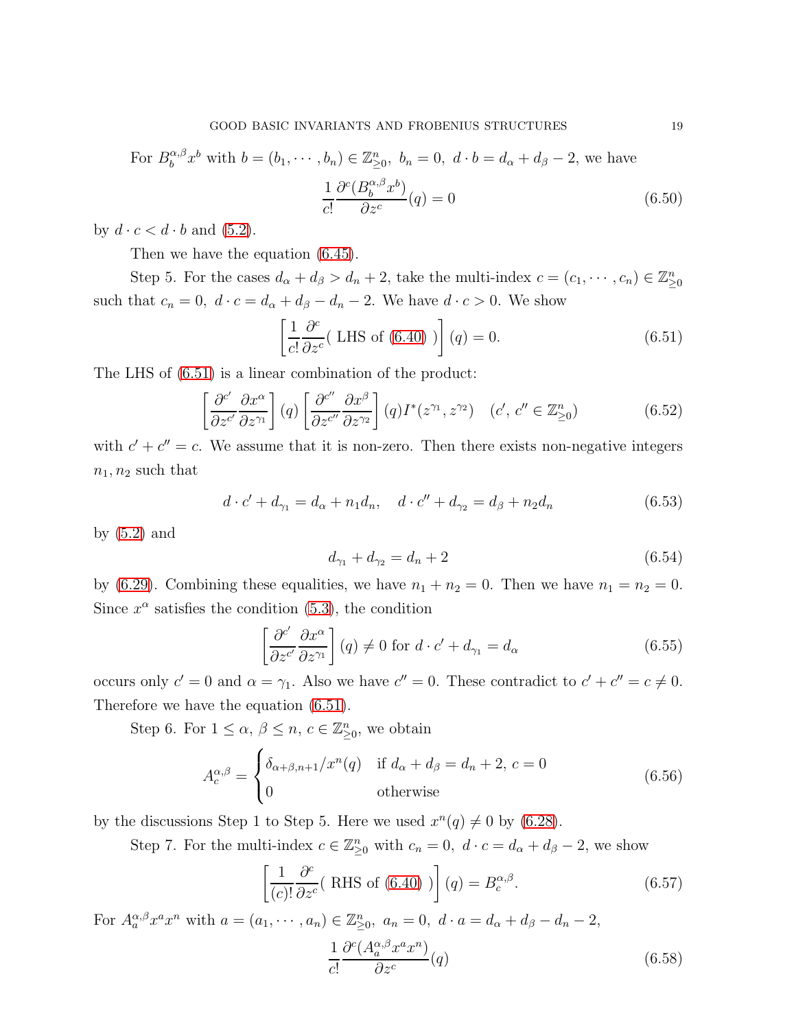For $B_b^{\alpha,\beta}x^b$ with $b = (b_1, \cdots, b_n) \in \mathbb{Z}^n_{\geq 0},\ b_n = 0,\ d \cdot b = d_\alpha + d_\beta - 2$, we have

$$\frac{1}{c!}\frac{\partial^c (B_b^{\alpha,\beta}x^b)}{\partial z^c}(q) = 0 \tag{6.50}$$

by $d \cdot c < d \cdot b$ and (5.2).

Then we have the equation (6.45).

Step 5. For the cases $d_\alpha + d_\beta > d_n + 2$, take the multi-index $c = (c_1, \cdots, c_n) \in \mathbb{Z}^n_{\geq 0}$ such that $c_n = 0,\ d \cdot c = d_\alpha + d_\beta - d_n - 2$. We have $d \cdot c > 0$. We show

$$\left[\frac{1}{c!}\frac{\partial^c}{\partial z^c}(\text{ LHS of (6.40) })\right](q) = 0. \tag{6.51}$$

The LHS of (6.51) is a linear combination of the product:

$$\left[\frac{\partial^{c'}}{\partial z^{c'}}\frac{\partial x^\alpha}{\partial z^{\gamma_1}}\right](q)\left[\frac{\partial^{c''}}{\partial z^{c''}}\frac{\partial x^\beta}{\partial z^{\gamma_2}}\right](q) I^*(z^{\gamma_1}, z^{\gamma_2}) \quad (c',\ c'' \in \mathbb{Z}^n_{\geq 0}) \tag{6.52}$$

with $c' + c'' = c$. We assume that it is non-zero. Then there exists non-negative integers $n_1, n_2$ such that

$$d \cdot c' + d_{\gamma_1} = d_\alpha + n_1 d_n, \quad d \cdot c'' + d_{\gamma_2} = d_\beta + n_2 d_n \tag{6.53}$$

by (5.2) and

$$d_{\gamma_1} + d_{\gamma_2} = d_n + 2 \tag{6.54}$$

by (6.29). Combining these equalities, we have $n_1 + n_2 = 0$. Then we have $n_1 = n_2 = 0$. Since $x^\alpha$ satisfies the condition (5.3), the condition

$$\left[\frac{\partial^{c'}}{\partial z^{c'}}\frac{\partial x^\alpha}{\partial z^{\gamma_1}}\right](q) \neq 0 \text{ for } d \cdot c' + d_{\gamma_1} = d_\alpha \tag{6.55}$$

occurs only $c' = 0$ and $\alpha = \gamma_1$. Also we have $c'' = 0$. These contradict to $c' + c'' = c \neq 0$. Therefore we have the equation (6.51).

Step 6. For $1 \leq \alpha,\ \beta \leq n,\ c \in \mathbb{Z}^n_{\geq 0}$, we obtain

$$A_c^{\alpha,\beta} = \begin{cases} \delta_{\alpha+\beta,n+1}/x^n(q) & \text{if } d_\alpha + d_\beta = d_n + 2,\ c = 0 \\ 0 & \text{otherwise} \end{cases} \tag{6.56}$$

by the discussions Step 1 to Step 5. Here we used $x^n(q) \neq 0$ by (6.28).

Step 7. For the multi-index $c \in \mathbb{Z}^n_{\geq 0}$ with $c_n = 0,\ d \cdot c = d_\alpha + d_\beta - 2$, we show

$$\left[\frac{1}{(c)!}\frac{\partial^c}{\partial z^c}(\text{ RHS of (6.40) })\right](q) = B_c^{\alpha,\beta}. \tag{6.57}$$

For $A_a^{\alpha,\beta}x^a x^n$ with $a = (a_1, \cdots, a_n) \in \mathbb{Z}^n_{\geq 0},\ a_n = 0,\ d \cdot a = d_\alpha + d_\beta - d_n - 2$,

$$\frac{1}{c!}\frac{\partial^c (A_a^{\alpha,\beta}x^a x^n)}{\partial z^c}(q) \tag{6.58}$$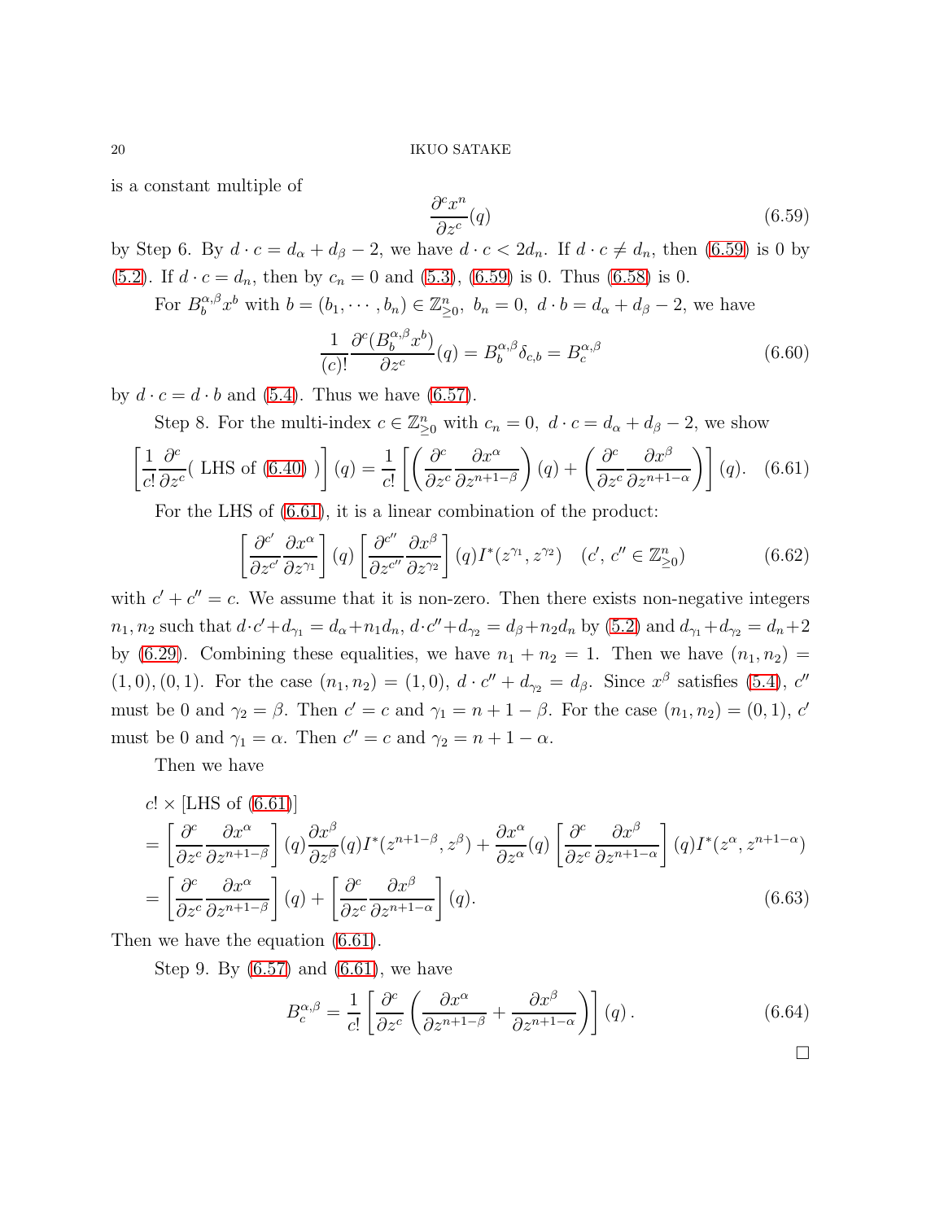is a constant multiple of

$$\frac{\partial^c x^n}{\partial z^c}(q) \tag{6.59}$$

by Step 6. By $d \cdot c = d_\alpha + d_\beta - 2$, we have $d \cdot c < 2d_n$. If $d \cdot c \neq d_n$, then (6.59) is 0 by (5.2). If $d \cdot c = d_n$, then by $c_n = 0$ and (5.3), (6.59) is 0. Thus (6.58) is 0.

For $B_b^{\alpha,\beta} x^b$ with $b = (b_1, \cdots, b_n) \in \mathbb{Z}_{\geq 0}^n$, $b_n = 0$, $d \cdot b = d_\alpha + d_\beta - 2$, we have

$$\frac{1}{(c)!}\frac{\partial^c (B_b^{\alpha,\beta} x^b)}{\partial z^c}(q) = B_b^{\alpha,\beta}\delta_{c,b} = B_c^{\alpha,\beta} \tag{6.60}$$

by $d \cdot c = d \cdot b$ and (5.4). Thus we have (6.57).

Step 8. For the multi-index $c \in \mathbb{Z}_{\geq 0}^n$ with $c_n = 0$, $d \cdot c = d_\alpha + d_\beta - 2$, we show

$$\left[\frac{1}{c!}\frac{\partial^c}{\partial z^c}(\text{ LHS of (6.40) })\right](q) = \frac{1}{c!}\left[\left(\frac{\partial^c}{\partial z^c}\frac{\partial x^\alpha}{\partial z^{n+1-\beta}}\right)(q) + \left(\frac{\partial^c}{\partial z^c}\frac{\partial x^\beta}{\partial z^{n+1-\alpha}}\right)\right](q). \tag{6.61}$$

For the LHS of (6.61), it is a linear combination of the product:

$$\left[\frac{\partial^{c'}}{\partial z^{c'}}\frac{\partial x^\alpha}{\partial z^{\gamma_1}}\right](q)\left[\frac{\partial^{c''}}{\partial z^{c''}}\frac{\partial x^\beta}{\partial z^{\gamma_2}}\right](q)I^*(z^{\gamma_1}, z^{\gamma_2}) \quad (c',\, c'' \in \mathbb{Z}_{\geq 0}^n) \tag{6.62}$$

with $c' + c'' = c$. We assume that it is non-zero. Then there exists non-negative integers $n_1, n_2$ such that $d \cdot c' + d_{\gamma_1} = d_\alpha + n_1 d_n$, $d \cdot c'' + d_{\gamma_2} = d_\beta + n_2 d_n$ by (5.2) and $d_{\gamma_1} + d_{\gamma_2} = d_n + 2$ by (6.29). Combining these equalities, we have $n_1 + n_2 = 1$. Then we have $(n_1, n_2) = (1, 0), (0, 1)$. For the case $(n_1, n_2) = (1, 0)$, $d \cdot c'' + d_{\gamma_2} = d_\beta$. Since $x^\beta$ satisfies (5.4), $c''$ must be 0 and $\gamma_2 = \beta$. Then $c' = c$ and $\gamma_1 = n + 1 - \beta$. For the case $(n_1, n_2) = (0, 1)$, $c'$ must be 0 and $\gamma_1 = \alpha$. Then $c'' = c$ and $\gamma_2 = n + 1 - \alpha$.

Then we have

$$\begin{aligned}
&c! \times [\text{LHS of (6.61)}] \\
&= \left[\frac{\partial^c}{\partial z^c}\frac{\partial x^\alpha}{\partial z^{n+1-\beta}}\right](q)\frac{\partial x^\beta}{\partial z^\beta}(q)I^*(z^{n+1-\beta}, z^\beta) + \frac{\partial x^\alpha}{\partial z^\alpha}(q)\left[\frac{\partial^c}{\partial z^c}\frac{\partial x^\beta}{\partial z^{n+1-\alpha}}\right](q)I^*(z^\alpha, z^{n+1-\alpha}) \\
&= \left[\frac{\partial^c}{\partial z^c}\frac{\partial x^\alpha}{\partial z^{n+1-\beta}}\right](q) + \left[\frac{\partial^c}{\partial z^c}\frac{\partial x^\beta}{\partial z^{n+1-\alpha}}\right](q).
\end{aligned} \tag{6.63}$$

Then we have the equation (6.61).

Step 9. By (6.57) and (6.61), we have

$$B_c^{\alpha,\beta} = \frac{1}{c!}\left[\frac{\partial^c}{\partial z^c}\left(\frac{\partial x^\alpha}{\partial z^{n+1-\beta}} + \frac{\partial x^\beta}{\partial z^{n+1-\alpha}}\right)\right](q). \tag{6.64}$$

$\square$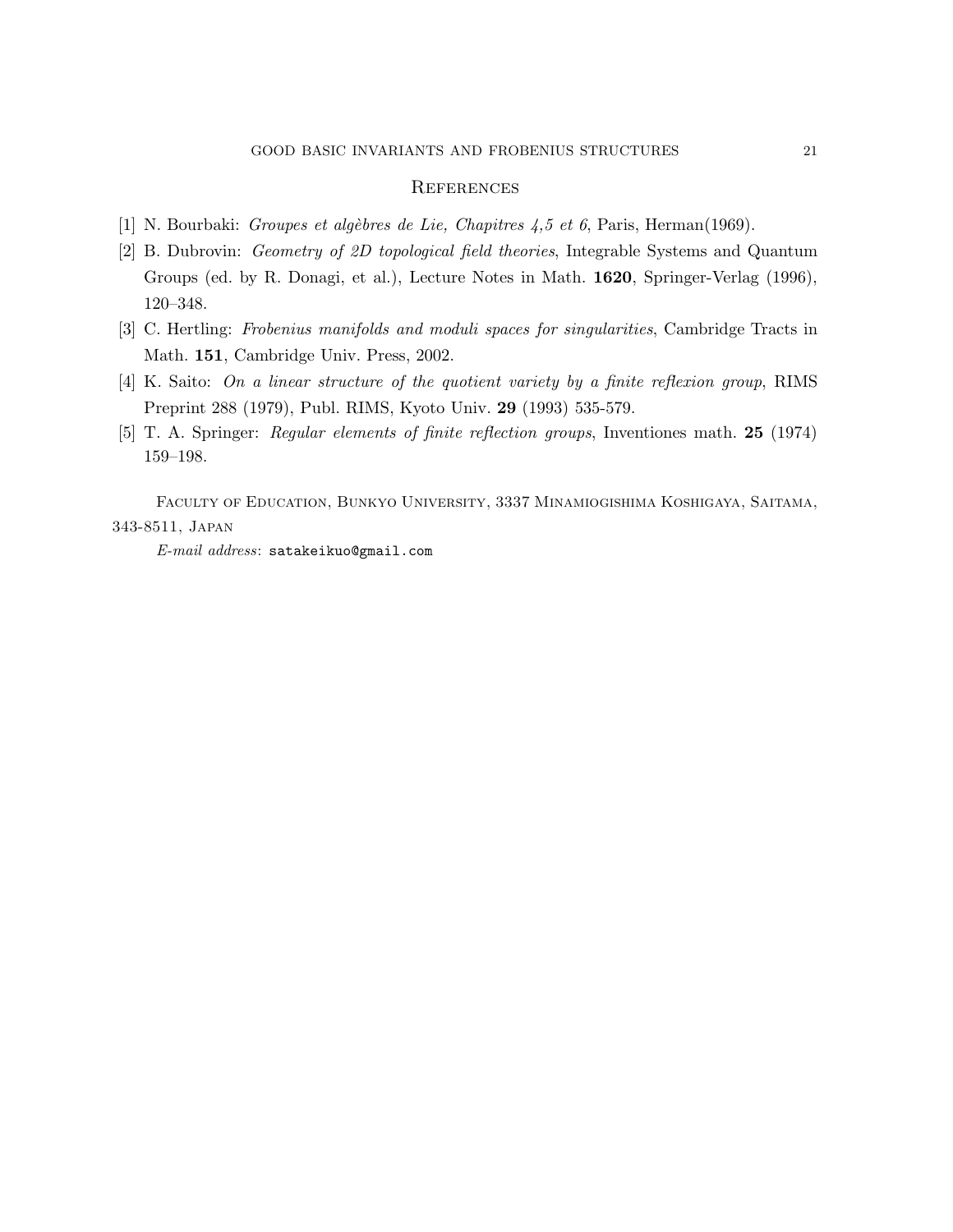## References

[1] N. Bourbaki: *Groupes et algèbres de Lie, Chapitres 4,5 et 6*, Paris, Herman(1969).

[2] B. Dubrovin: *Geometry of 2D topological field theories*, Integrable Systems and Quantum Groups (ed. by R. Donagi, et al.), Lecture Notes in Math. **1620**, Springer-Verlag (1996), 120–348.

[3] C. Hertling: *Frobenius manifolds and moduli spaces for singularities*, Cambridge Tracts in Math. **151**, Cambridge Univ. Press, 2002.

[4] K. Saito: *On a linear structure of the quotient variety by a finite reflexion group*, RIMS Preprint 288 (1979), Publ. RIMS, Kyoto Univ. **29** (1993) 535-579.

[5] T. A. Springer: *Regular elements of finite reflection groups*, Inventiones math. **25** (1974) 159–198.

Faculty of Education, Bunkyo University, 3337 Minamiogishima Koshigaya, Saitama, 343-8511, Japan

*E-mail address*: `satakeikuo@gmail.com`